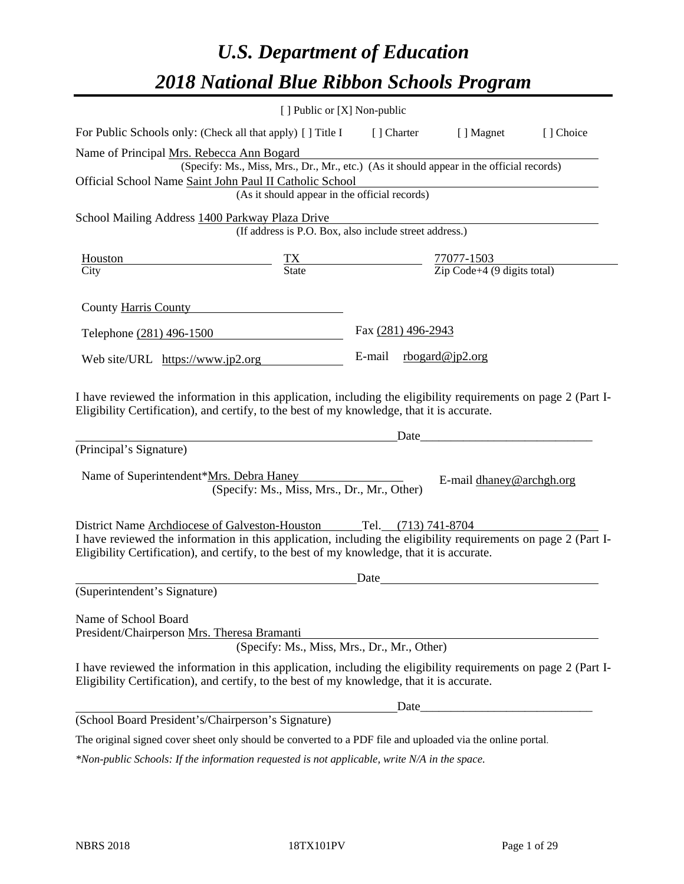# *U.S. Department of Education*
# *2018 National Blue Ribbon Schools Program*

[ ] Public or [X] Non-public

For Public Schools only: (Check all that apply) [ ] Title I [ ] Charter [ ] Magnet [ ] Choice

Name of Principal Mrs. Rebecca Ann Bogard
(Specify: Ms., Miss, Mrs., Dr., Mr., etc.) (As it should appear in the official records)

Official School Name Saint John Paul II Catholic School
(As it should appear in the official records)

School Mailing Address 1400 Parkway Plaza Drive
(If address is P.O. Box, also include street address.)

| Houston | TX | 77077-1503 |
|---|---|---|
| City | State | Zip Code+4 (9 digits total) |

County Harris County

Telephone (281) 496-1500 Fax (281) 496-2943

Web site/URL https://www.jp2.org E-mail rbogard@jp2.org

I have reviewed the information in this application, including the eligibility requirements on page 2 (Part I-Eligibility Certification), and certify, to the best of my knowledge, that it is accurate.

_______________________________________________ Date_________________________
(Principal's Signature)

Name of Superintendent*Mrs. Debra Haney E-mail dhaney@archgh.org
(Specify: Ms., Miss, Mrs., Dr., Mr., Other)

District Name Archdiocese of Galveston-Houston Tel. (713) 741-8704

I have reviewed the information in this application, including the eligibility requirements on page 2 (Part I-Eligibility Certification), and certify, to the best of my knowledge, that it is accurate.

_______________________________________________ Date_________________________
(Superintendent's Signature)

Name of School Board
President/Chairperson Mrs. Theresa Bramanti
(Specify: Ms., Miss, Mrs., Dr., Mr., Other)

I have reviewed the information in this application, including the eligibility requirements on page 2 (Part I-Eligibility Certification), and certify, to the best of my knowledge, that it is accurate.

_______________________________________________ Date_________________________
(School Board President's/Chairperson's Signature)

The original signed cover sheet only should be converted to a PDF file and uploaded via the online portal.

*\*Non-public Schools: If the information requested is not applicable, write N/A in the space.*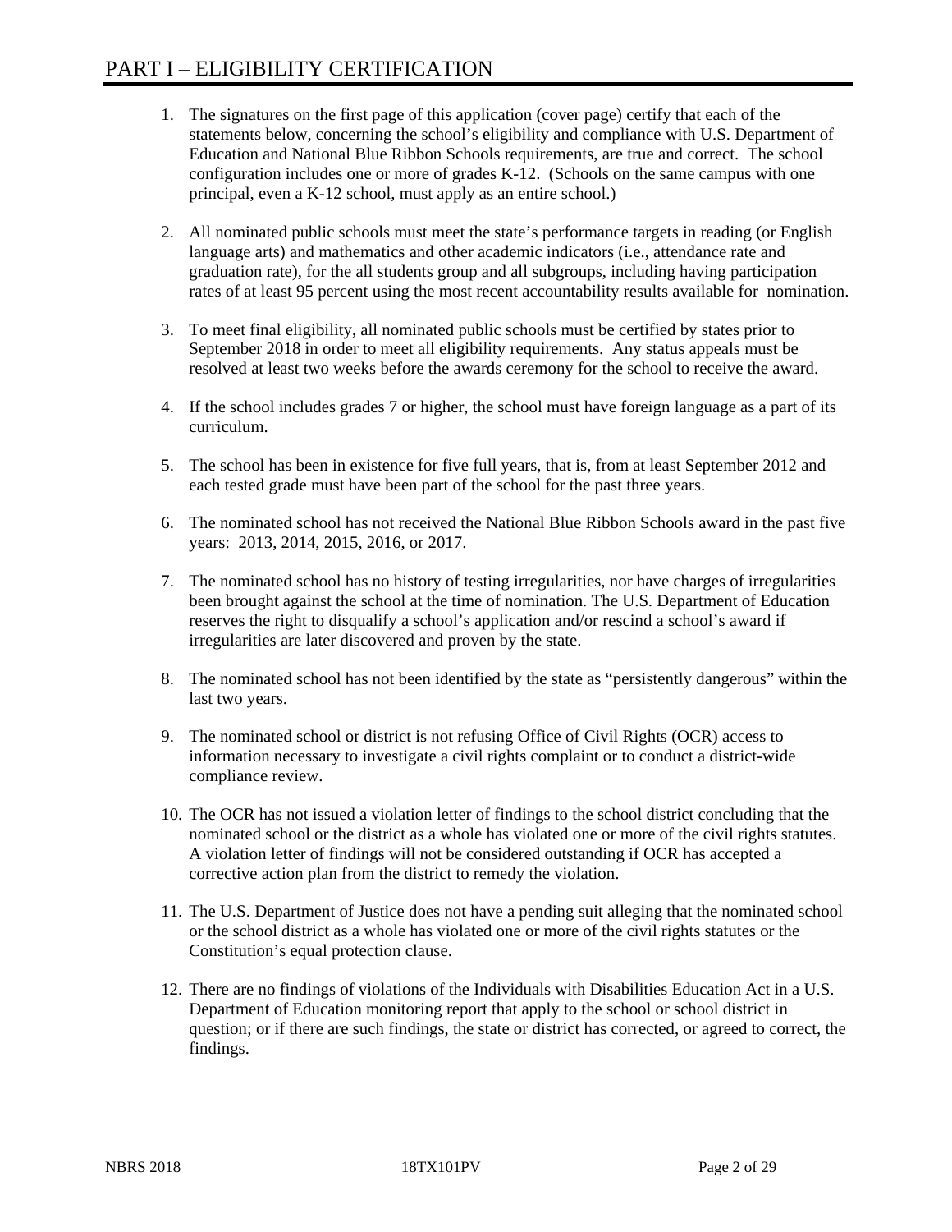# PART I – ELIGIBILITY CERTIFICATION

1. The signatures on the first page of this application (cover page) certify that each of the statements below, concerning the school's eligibility and compliance with U.S. Department of Education and National Blue Ribbon Schools requirements, are true and correct. The school configuration includes one or more of grades K-12. (Schools on the same campus with one principal, even a K-12 school, must apply as an entire school.)

2. All nominated public schools must meet the state's performance targets in reading (or English language arts) and mathematics and other academic indicators (i.e., attendance rate and graduation rate), for the all students group and all subgroups, including having participation rates of at least 95 percent using the most recent accountability results available for nomination.

3. To meet final eligibility, all nominated public schools must be certified by states prior to September 2018 in order to meet all eligibility requirements. Any status appeals must be resolved at least two weeks before the awards ceremony for the school to receive the award.

4. If the school includes grades 7 or higher, the school must have foreign language as a part of its curriculum.

5. The school has been in existence for five full years, that is, from at least September 2012 and each tested grade must have been part of the school for the past three years.

6. The nominated school has not received the National Blue Ribbon Schools award in the past five years: 2013, 2014, 2015, 2016, or 2017.

7. The nominated school has no history of testing irregularities, nor have charges of irregularities been brought against the school at the time of nomination. The U.S. Department of Education reserves the right to disqualify a school's application and/or rescind a school's award if irregularities are later discovered and proven by the state.

8. The nominated school has not been identified by the state as "persistently dangerous" within the last two years.

9. The nominated school or district is not refusing Office of Civil Rights (OCR) access to information necessary to investigate a civil rights complaint or to conduct a district-wide compliance review.

10. The OCR has not issued a violation letter of findings to the school district concluding that the nominated school or the district as a whole has violated one or more of the civil rights statutes. A violation letter of findings will not be considered outstanding if OCR has accepted a corrective action plan from the district to remedy the violation.

11. The U.S. Department of Justice does not have a pending suit alleging that the nominated school or the school district as a whole has violated one or more of the civil rights statutes or the Constitution's equal protection clause.

12. There are no findings of violations of the Individuals with Disabilities Education Act in a U.S. Department of Education monitoring report that apply to the school or school district in question; or if there are such findings, the state or district has corrected, or agreed to correct, the findings.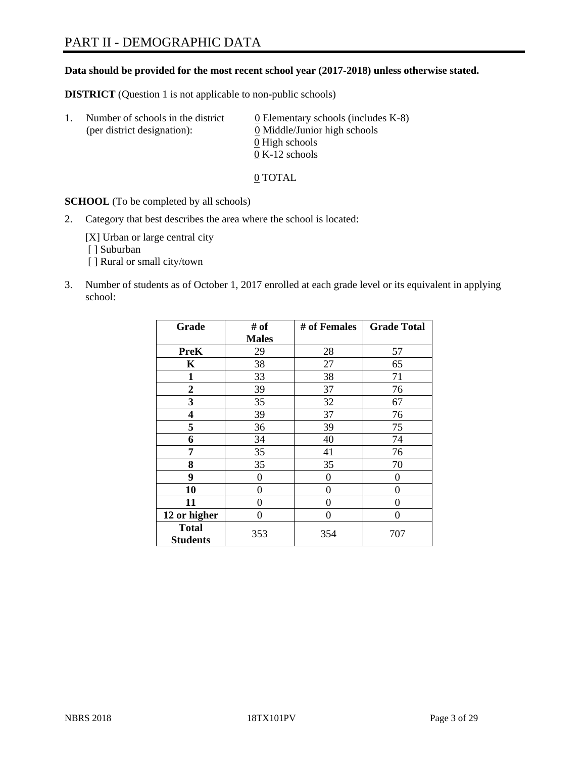# PART II - DEMOGRAPHIC DATA

**Data should be provided for the most recent school year (2017-2018) unless otherwise stated.**

**DISTRICT** (Question 1 is not applicable to non-public schools)

1. Number of schools in the district (per district designation):
   - 0 Elementary schools (includes K-8)
   - 0 Middle/Junior high schools
   - 0 High schools
   - 0 K-12 schools

   0 TOTAL

**SCHOOL** (To be completed by all schools)

2. Category that best describes the area where the school is located:

   [X] Urban or large central city
   [ ] Suburban
   [ ] Rural or small city/town

3. Number of students as of October 1, 2017 enrolled at each grade level or its equivalent in applying school:

| Grade | # of Males | # of Females | Grade Total |
|---|---|---|---|
| **PreK** | 29 | 28 | 57 |
| **K** | 38 | 27 | 65 |
| **1** | 33 | 38 | 71 |
| **2** | 39 | 37 | 76 |
| **3** | 35 | 32 | 67 |
| **4** | 39 | 37 | 76 |
| **5** | 36 | 39 | 75 |
| **6** | 34 | 40 | 74 |
| **7** | 35 | 41 | 76 |
| **8** | 35 | 35 | 70 |
| **9** | 0 | 0 | 0 |
| **10** | 0 | 0 | 0 |
| **11** | 0 | 0 | 0 |
| **12 or higher** | 0 | 0 | 0 |
| **Total Students** | 353 | 354 | 707 |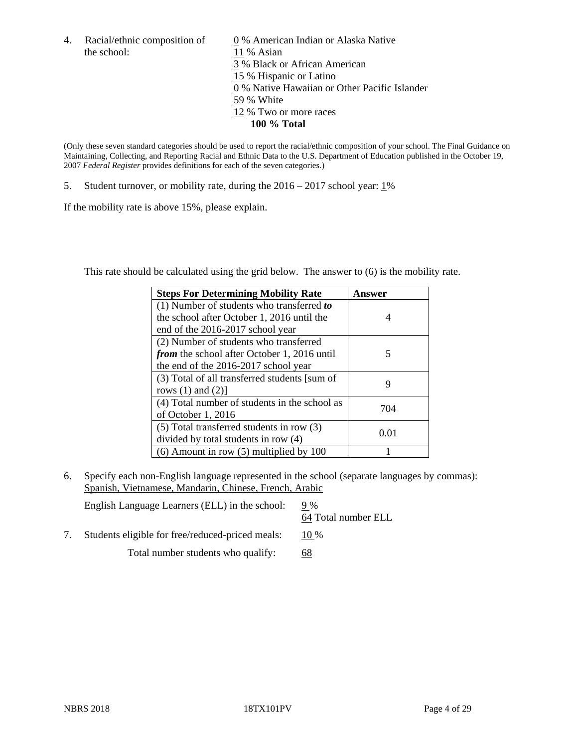4. Racial/ethnic composition of the school:

0 % American Indian or Alaska Native
11 % Asian
3 % Black or African American
15 % Hispanic or Latino
0 % Native Hawaiian or Other Pacific Islander
59 % White
12 % Two or more races
**100 % Total**

(Only these seven standard categories should be used to report the racial/ethnic composition of your school. The Final Guidance on Maintaining, Collecting, and Reporting Racial and Ethnic Data to the U.S. Department of Education published in the October 19, 2007 *Federal Register* provides definitions for each of the seven categories.)

5. Student turnover, or mobility rate, during the 2016 – 2017 school year: 1%

If the mobility rate is above 15%, please explain.

This rate should be calculated using the grid below. The answer to (6) is the mobility rate.

| **Steps For Determining Mobility Rate** | **Answer** |
|---|---|
| (1) Number of students who transferred ***to*** the school after October 1, 2016 until the end of the 2016-2017 school year | 4 |
| (2) Number of students who transferred ***from*** the school after October 1, 2016 until the end of the 2016-2017 school year | 5 |
| (3) Total of all transferred students [sum of rows (1) and (2)] | 9 |
| (4) Total number of students in the school as of October 1, 2016 | 704 |
| (5) Total transferred students in row (3) divided by total students in row (4) | 0.01 |
| (6) Amount in row (5) multiplied by 100 | 1 |

6. Specify each non-English language represented in the school (separate languages by commas): Spanish, Vietnamese, Mandarin, Chinese, French, Arabic

English Language Learners (ELL) in the school: 9 %
64 Total number ELL

7. Students eligible for free/reduced-priced meals: 10 %

Total number students who qualify: 68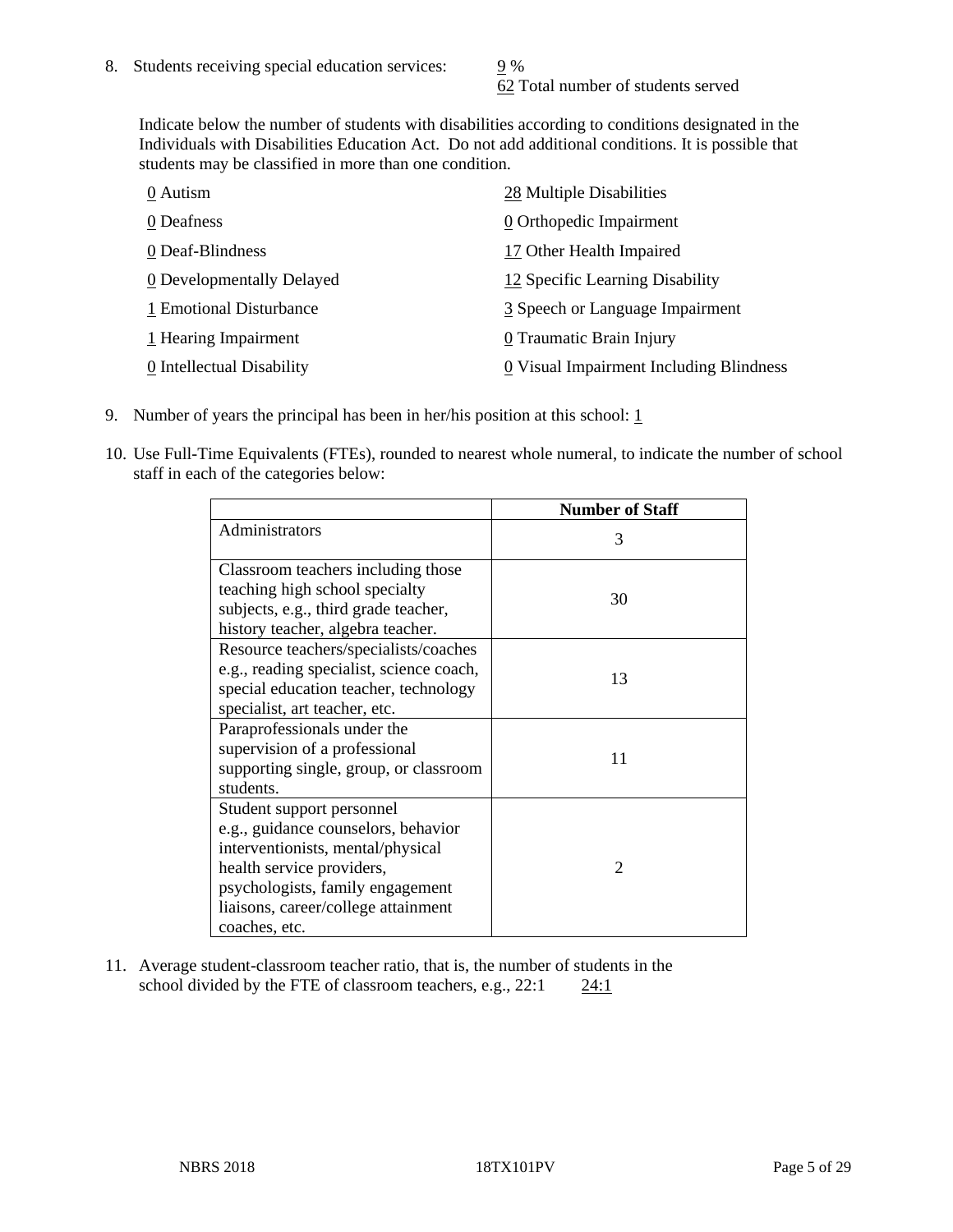8. Students receiving special education services: 9 %
   62 Total number of students served

   Indicate below the number of students with disabilities according to conditions designated in the Individuals with Disabilities Education Act. Do not add additional conditions. It is possible that students may be classified in more than one condition.

   0 Autism
   0 Deafness
   0 Deaf-Blindness
   0 Developmentally Delayed
   1 Emotional Disturbance
   1 Hearing Impairment
   0 Intellectual Disability
   28 Multiple Disabilities
   0 Orthopedic Impairment
   17 Other Health Impaired
   12 Specific Learning Disability
   3 Speech or Language Impairment
   0 Traumatic Brain Injury
   0 Visual Impairment Including Blindness

9. Number of years the principal has been in her/his position at this school: 1

10. Use Full-Time Equivalents (FTEs), rounded to nearest whole numeral, to indicate the number of school staff in each of the categories below:

| | Number of Staff |
| --- | --- |
| Administrators | 3 |
| Classroom teachers including those teaching high school specialty subjects, e.g., third grade teacher, history teacher, algebra teacher. | 30 |
| Resource teachers/specialists/coaches e.g., reading specialist, science coach, special education teacher, technology specialist, art teacher, etc. | 13 |
| Paraprofessionals under the supervision of a professional supporting single, group, or classroom students. | 11 |
| Student support personnel e.g., guidance counselors, behavior interventionists, mental/physical health service providers, psychologists, family engagement liaisons, career/college attainment coaches, etc. | 2 |

11. Average student-classroom teacher ratio, that is, the number of students in the school divided by the FTE of classroom teachers, e.g., 22:1 24:1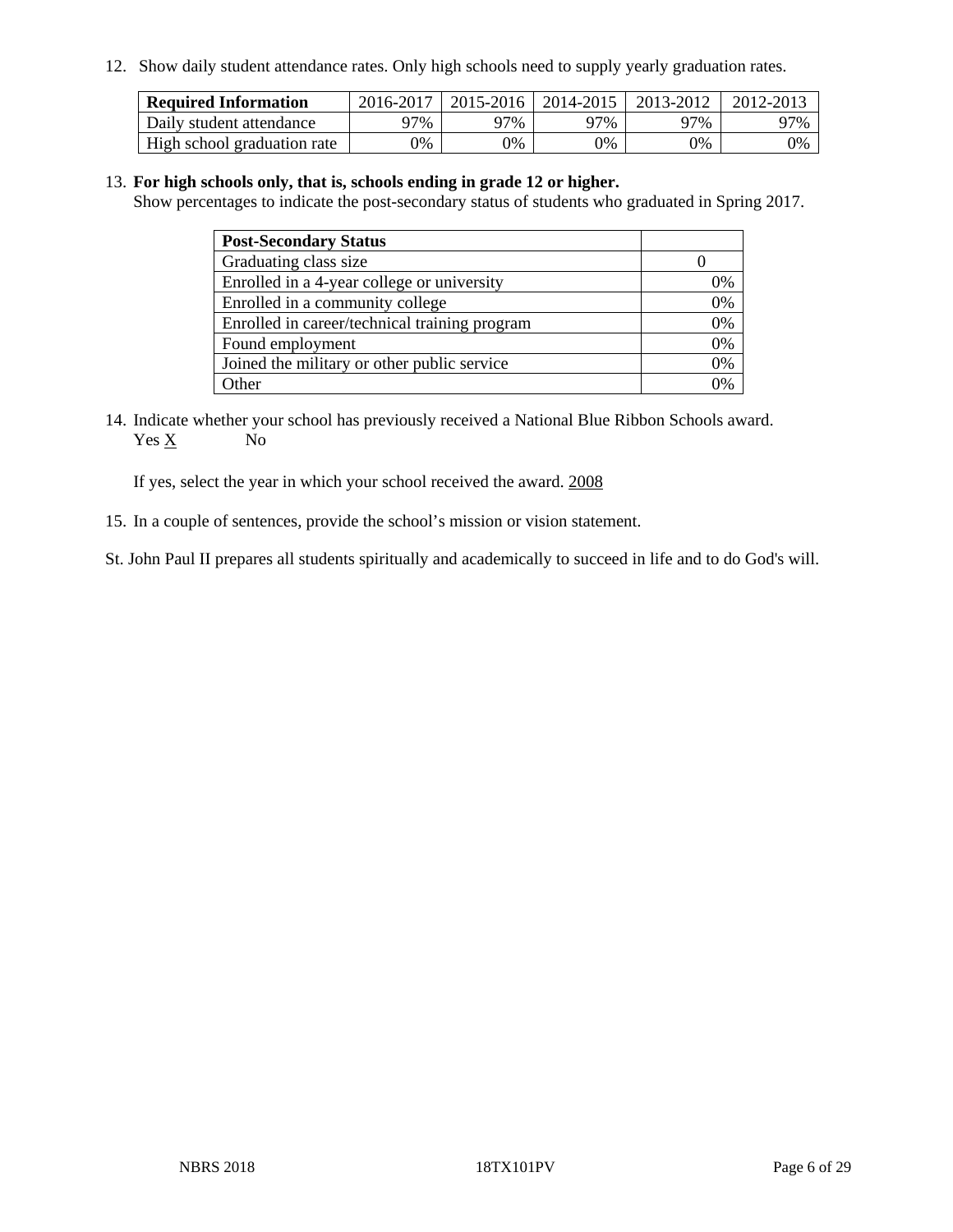12. Show daily student attendance rates. Only high schools need to supply yearly graduation rates.

| Required Information | 2016-2017 | 2015-2016 | 2014-2015 | 2013-2012 | 2012-2013 |
|---|---|---|---|---|---|
| Daily student attendance | 97% | 97% | 97% | 97% | 97% |
| High school graduation rate | 0% | 0% | 0% | 0% | 0% |

13. **For high schools only, that is, schools ending in grade 12 or higher.**
Show percentages to indicate the post-secondary status of students who graduated in Spring 2017.

| Post-Secondary Status | |
|---|---|
| Graduating class size | 0 |
| Enrolled in a 4-year college or university | 0% |
| Enrolled in a community college | 0% |
| Enrolled in career/technical training program | 0% |
| Found employment | 0% |
| Joined the military or other public service | 0% |
| Other | 0% |

14. Indicate whether your school has previously received a National Blue Ribbon Schools award.
Yes X No

If yes, select the year in which your school received the award. 2008

15. In a couple of sentences, provide the school's mission or vision statement.

St. John Paul II prepares all students spiritually and academically to succeed in life and to do God's will.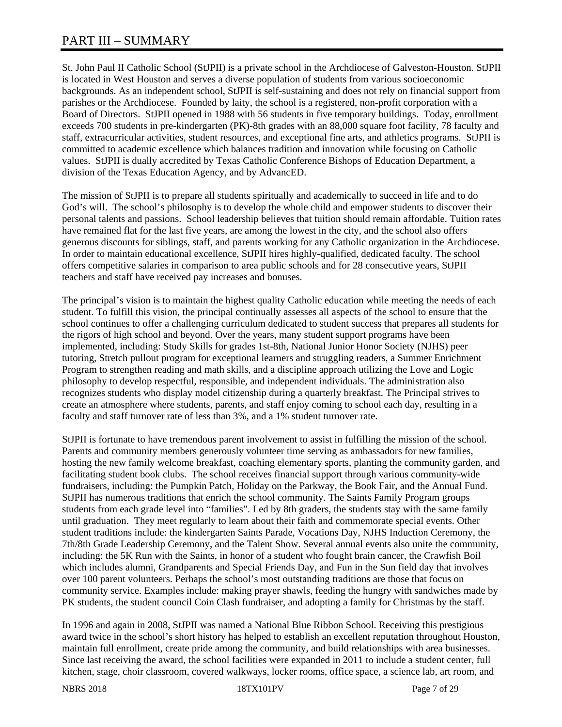# PART III – SUMMARY

St. John Paul II Catholic School (StJPII) is a private school in the Archdiocese of Galveston-Houston. StJPII is located in West Houston and serves a diverse population of students from various socioeconomic backgrounds. As an independent school, StJPII is self-sustaining and does not rely on financial support from parishes or the Archdiocese. Founded by laity, the school is a registered, non-profit corporation with a Board of Directors. StJPII opened in 1988 with 56 students in five temporary buildings. Today, enrollment exceeds 700 students in pre-kindergarten (PK)-8th grades with an 88,000 square foot facility, 78 faculty and staff, extracurricular activities, student resources, and exceptional fine arts, and athletics programs. StJPII is committed to academic excellence which balances tradition and innovation while focusing on Catholic values. StJPII is dually accredited by Texas Catholic Conference Bishops of Education Department, a division of the Texas Education Agency, and by AdvancED.

The mission of StJPII is to prepare all students spiritually and academically to succeed in life and to do God's will. The school's philosophy is to develop the whole child and empower students to discover their personal talents and passions. School leadership believes that tuition should remain affordable. Tuition rates have remained flat for the last five years, are among the lowest in the city, and the school also offers generous discounts for siblings, staff, and parents working for any Catholic organization in the Archdiocese. In order to maintain educational excellence, StJPII hires highly-qualified, dedicated faculty. The school offers competitive salaries in comparison to area public schools and for 28 consecutive years, StJPII teachers and staff have received pay increases and bonuses.

The principal's vision is to maintain the highest quality Catholic education while meeting the needs of each student. To fulfill this vision, the principal continually assesses all aspects of the school to ensure that the school continues to offer a challenging curriculum dedicated to student success that prepares all students for the rigors of high school and beyond. Over the years, many student support programs have been implemented, including: Study Skills for grades 1st-8th, National Junior Honor Society (NJHS) peer tutoring, Stretch pullout program for exceptional learners and struggling readers, a Summer Enrichment Program to strengthen reading and math skills, and a discipline approach utilizing the Love and Logic philosophy to develop respectful, responsible, and independent individuals. The administration also recognizes students who display model citizenship during a quarterly breakfast. The Principal strives to create an atmosphere where students, parents, and staff enjoy coming to school each day, resulting in a faculty and staff turnover rate of less than 3%, and a 1% student turnover rate.

StJPII is fortunate to have tremendous parent involvement to assist in fulfilling the mission of the school. Parents and community members generously volunteer time serving as ambassadors for new families, hosting the new family welcome breakfast, coaching elementary sports, planting the community garden, and facilitating student book clubs. The school receives financial support through various community-wide fundraisers, including: the Pumpkin Patch, Holiday on the Parkway, the Book Fair, and the Annual Fund. StJPII has numerous traditions that enrich the school community. The Saints Family Program groups students from each grade level into "families". Led by 8th graders, the students stay with the same family until graduation. They meet regularly to learn about their faith and commemorate special events. Other student traditions include: the kindergarten Saints Parade, Vocations Day, NJHS Induction Ceremony, the 7th/8th Grade Leadership Ceremony, and the Talent Show. Several annual events also unite the community, including: the 5K Run with the Saints, in honor of a student who fought brain cancer, the Crawfish Boil which includes alumni, Grandparents and Special Friends Day, and Fun in the Sun field day that involves over 100 parent volunteers. Perhaps the school's most outstanding traditions are those that focus on community service. Examples include: making prayer shawls, feeding the hungry with sandwiches made by PK students, the student council Coin Clash fundraiser, and adopting a family for Christmas by the staff.

In 1996 and again in 2008, StJPII was named a National Blue Ribbon School. Receiving this prestigious award twice in the school's short history has helped to establish an excellent reputation throughout Houston, maintain full enrollment, create pride among the community, and build relationships with area businesses. Since last receiving the award, the school facilities were expanded in 2011 to include a student center, full kitchen, stage, choir classroom, covered walkways, locker rooms, office space, a science lab, art room, and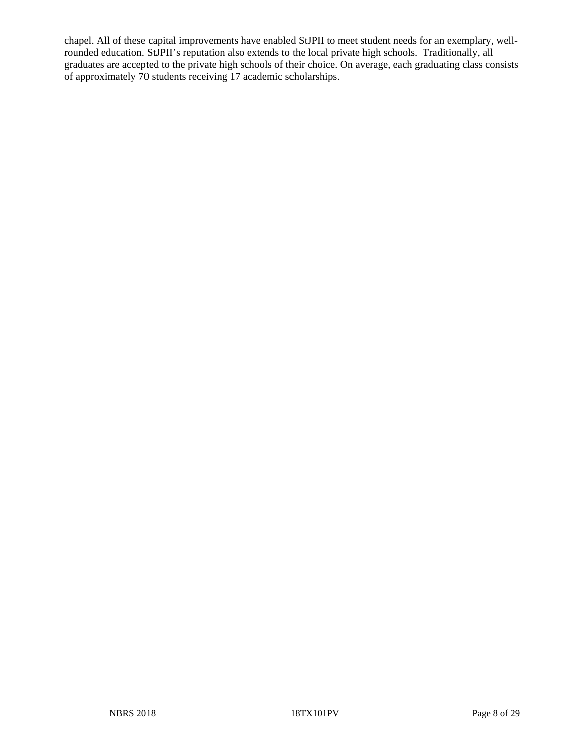chapel. All of these capital improvements have enabled StJPII to meet student needs for an exemplary, well-rounded education. StJPII's reputation also extends to the local private high schools. Traditionally, all graduates are accepted to the private high schools of their choice. On average, each graduating class consists of approximately 70 students receiving 17 academic scholarships.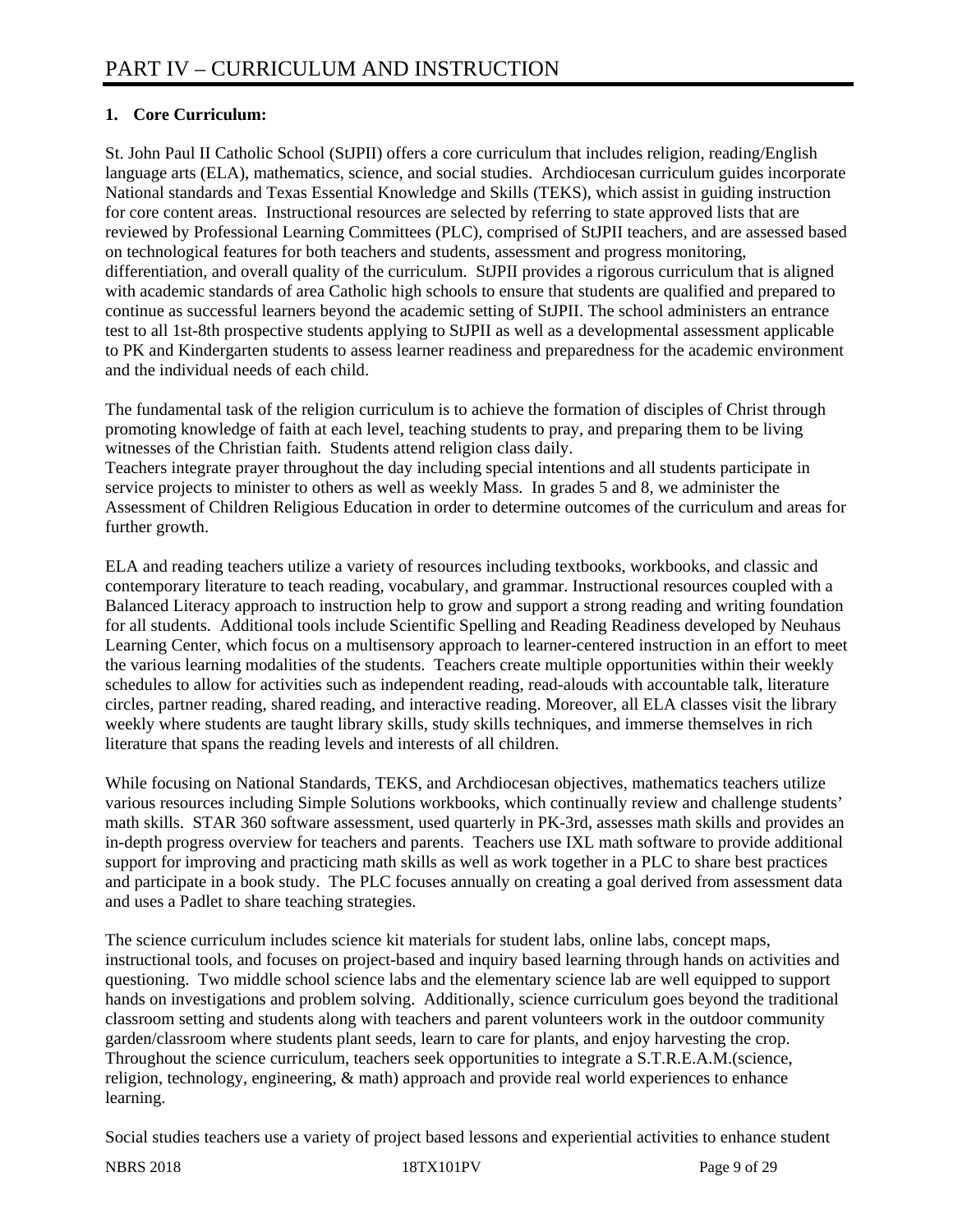# PART IV – CURRICULUM AND INSTRUCTION

**1. Core Curriculum:**

St. John Paul II Catholic School (StJPII) offers a core curriculum that includes religion, reading/English language arts (ELA), mathematics, science, and social studies. Archdiocesan curriculum guides incorporate National standards and Texas Essential Knowledge and Skills (TEKS), which assist in guiding instruction for core content areas. Instructional resources are selected by referring to state approved lists that are reviewed by Professional Learning Committees (PLC), comprised of StJPII teachers, and are assessed based on technological features for both teachers and students, assessment and progress monitoring, differentiation, and overall quality of the curriculum. StJPII provides a rigorous curriculum that is aligned with academic standards of area Catholic high schools to ensure that students are qualified and prepared to continue as successful learners beyond the academic setting of StJPII. The school administers an entrance test to all 1st-8th prospective students applying to StJPII as well as a developmental assessment applicable to PK and Kindergarten students to assess learner readiness and preparedness for the academic environment and the individual needs of each child.

The fundamental task of the religion curriculum is to achieve the formation of disciples of Christ through promoting knowledge of faith at each level, teaching students to pray, and preparing them to be living witnesses of the Christian faith. Students attend religion class daily.
Teachers integrate prayer throughout the day including special intentions and all students participate in service projects to minister to others as well as weekly Mass. In grades 5 and 8, we administer the Assessment of Children Religious Education in order to determine outcomes of the curriculum and areas for further growth.

ELA and reading teachers utilize a variety of resources including textbooks, workbooks, and classic and contemporary literature to teach reading, vocabulary, and grammar. Instructional resources coupled with a Balanced Literacy approach to instruction help to grow and support a strong reading and writing foundation for all students. Additional tools include Scientific Spelling and Reading Readiness developed by Neuhaus Learning Center, which focus on a multisensory approach to learner-centered instruction in an effort to meet the various learning modalities of the students. Teachers create multiple opportunities within their weekly schedules to allow for activities such as independent reading, read-alouds with accountable talk, literature circles, partner reading, shared reading, and interactive reading. Moreover, all ELA classes visit the library weekly where students are taught library skills, study skills techniques, and immerse themselves in rich literature that spans the reading levels and interests of all children.

While focusing on National Standards, TEKS, and Archdiocesan objectives, mathematics teachers utilize various resources including Simple Solutions workbooks, which continually review and challenge students' math skills. STAR 360 software assessment, used quarterly in PK-3rd, assesses math skills and provides an in-depth progress overview for teachers and parents. Teachers use IXL math software to provide additional support for improving and practicing math skills as well as work together in a PLC to share best practices and participate in a book study. The PLC focuses annually on creating a goal derived from assessment data and uses a Padlet to share teaching strategies.

The science curriculum includes science kit materials for student labs, online labs, concept maps, instructional tools, and focuses on project-based and inquiry based learning through hands on activities and questioning. Two middle school science labs and the elementary science lab are well equipped to support hands on investigations and problem solving. Additionally, science curriculum goes beyond the traditional classroom setting and students along with teachers and parent volunteers work in the outdoor community garden/classroom where students plant seeds, learn to care for plants, and enjoy harvesting the crop. Throughout the science curriculum, teachers seek opportunities to integrate a S.T.R.E.A.M.(science, religion, technology, engineering, & math) approach and provide real world experiences to enhance learning.

Social studies teachers use a variety of project based lessons and experiential activities to enhance student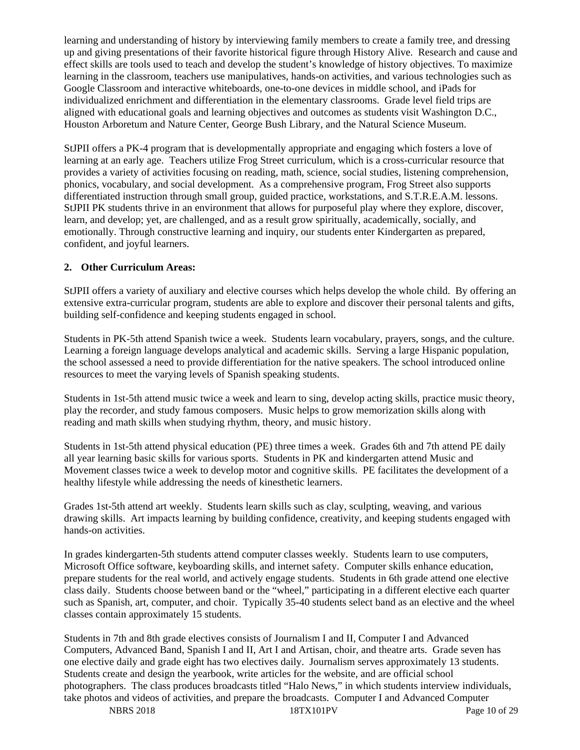learning and understanding of history by interviewing family members to create a family tree, and dressing up and giving presentations of their favorite historical figure through History Alive. Research and cause and effect skills are tools used to teach and develop the student's knowledge of history objectives. To maximize learning in the classroom, teachers use manipulatives, hands-on activities, and various technologies such as Google Classroom and interactive whiteboards, one-to-one devices in middle school, and iPads for individualized enrichment and differentiation in the elementary classrooms. Grade level field trips are aligned with educational goals and learning objectives and outcomes as students visit Washington D.C., Houston Arboretum and Nature Center, George Bush Library, and the Natural Science Museum.

StJPII offers a PK-4 program that is developmentally appropriate and engaging which fosters a love of learning at an early age. Teachers utilize Frog Street curriculum, which is a cross-curricular resource that provides a variety of activities focusing on reading, math, science, social studies, listening comprehension, phonics, vocabulary, and social development. As a comprehensive program, Frog Street also supports differentiated instruction through small group, guided practice, workstations, and S.T.R.E.A.M. lessons. StJPII PK students thrive in an environment that allows for purposeful play where they explore, discover, learn, and develop; yet, are challenged, and as a result grow spiritually, academically, socially, and emotionally. Through constructive learning and inquiry, our students enter Kindergarten as prepared, confident, and joyful learners.

**2. Other Curriculum Areas:**

StJPII offers a variety of auxiliary and elective courses which helps develop the whole child. By offering an extensive extra-curricular program, students are able to explore and discover their personal talents and gifts, building self-confidence and keeping students engaged in school.

Students in PK-5th attend Spanish twice a week. Students learn vocabulary, prayers, songs, and the culture. Learning a foreign language develops analytical and academic skills. Serving a large Hispanic population, the school assessed a need to provide differentiation for the native speakers. The school introduced online resources to meet the varying levels of Spanish speaking students.

Students in 1st-5th attend music twice a week and learn to sing, develop acting skills, practice music theory, play the recorder, and study famous composers. Music helps to grow memorization skills along with reading and math skills when studying rhythm, theory, and music history.

Students in 1st-5th attend physical education (PE) three times a week. Grades 6th and 7th attend PE daily all year learning basic skills for various sports. Students in PK and kindergarten attend Music and Movement classes twice a week to develop motor and cognitive skills. PE facilitates the development of a healthy lifestyle while addressing the needs of kinesthetic learners.

Grades 1st-5th attend art weekly. Students learn skills such as clay, sculpting, weaving, and various drawing skills. Art impacts learning by building confidence, creativity, and keeping students engaged with hands-on activities.

In grades kindergarten-5th students attend computer classes weekly. Students learn to use computers, Microsoft Office software, keyboarding skills, and internet safety. Computer skills enhance education, prepare students for the real world, and actively engage students. Students in 6th grade attend one elective class daily. Students choose between band or the "wheel," participating in a different elective each quarter such as Spanish, art, computer, and choir. Typically 35-40 students select band as an elective and the wheel classes contain approximately 15 students.

Students in 7th and 8th grade electives consists of Journalism I and II, Computer I and Advanced Computers, Advanced Band, Spanish I and II, Art I and Artisan, choir, and theatre arts. Grade seven has one elective daily and grade eight has two electives daily. Journalism serves approximately 13 students. Students create and design the yearbook, write articles for the website, and are official school photographers. The class produces broadcasts titled "Halo News," in which students interview individuals, take photos and videos of activities, and prepare the broadcasts. Computer I and Advanced Computer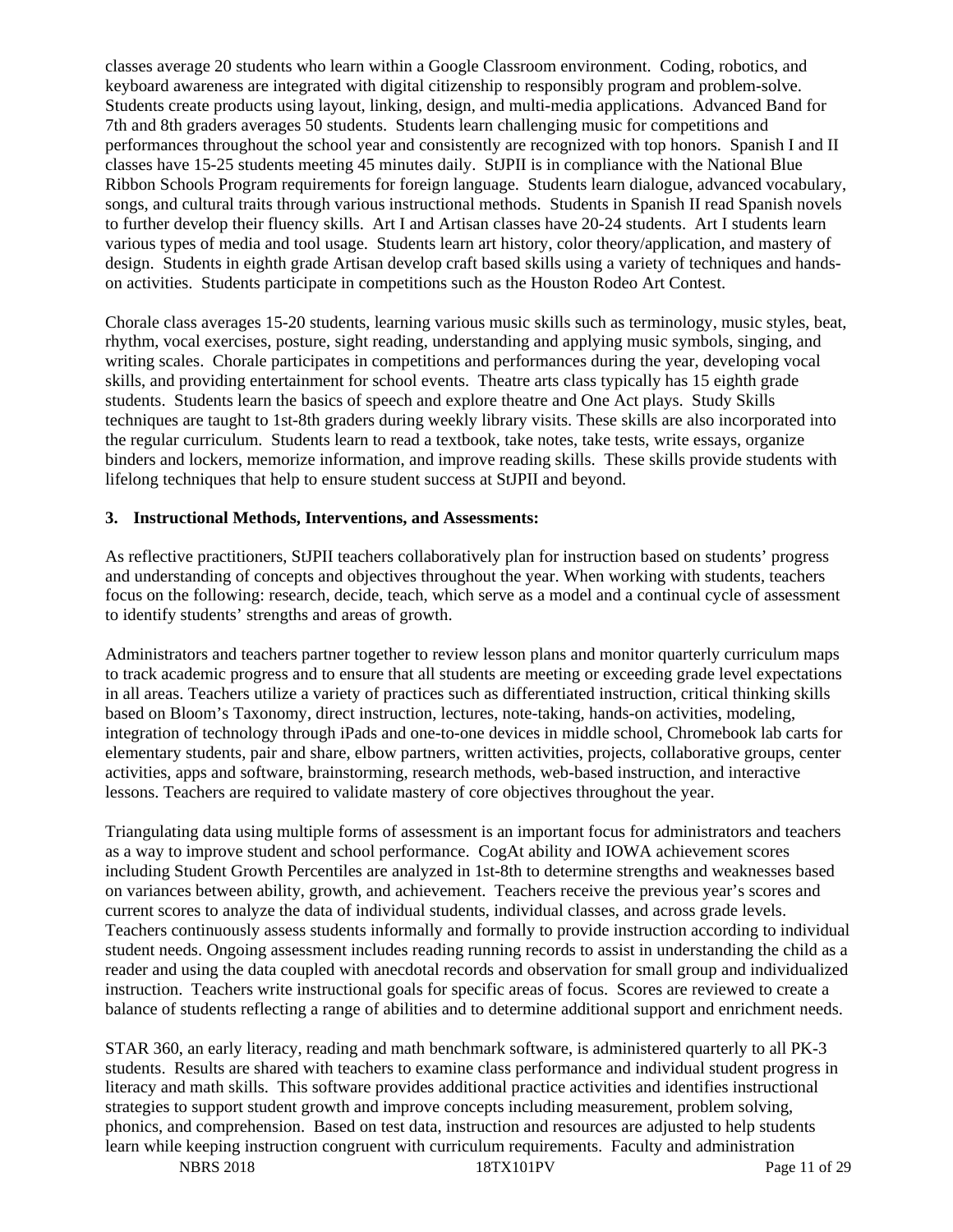classes average 20 students who learn within a Google Classroom environment. Coding, robotics, and keyboard awareness are integrated with digital citizenship to responsibly program and problem-solve. Students create products using layout, linking, design, and multi-media applications. Advanced Band for 7th and 8th graders averages 50 students. Students learn challenging music for competitions and performances throughout the school year and consistently are recognized with top honors. Spanish I and II classes have 15-25 students meeting 45 minutes daily. StJPII is in compliance with the National Blue Ribbon Schools Program requirements for foreign language. Students learn dialogue, advanced vocabulary, songs, and cultural traits through various instructional methods. Students in Spanish II read Spanish novels to further develop their fluency skills. Art I and Artisan classes have 20-24 students. Art I students learn various types of media and tool usage. Students learn art history, color theory/application, and mastery of design. Students in eighth grade Artisan develop craft based skills using a variety of techniques and hands-on activities. Students participate in competitions such as the Houston Rodeo Art Contest.

Chorale class averages 15-20 students, learning various music skills such as terminology, music styles, beat, rhythm, vocal exercises, posture, sight reading, understanding and applying music symbols, singing, and writing scales. Chorale participates in competitions and performances during the year, developing vocal skills, and providing entertainment for school events. Theatre arts class typically has 15 eighth grade students. Students learn the basics of speech and explore theatre and One Act plays. Study Skills techniques are taught to 1st-8th graders during weekly library visits. These skills are also incorporated into the regular curriculum. Students learn to read a textbook, take notes, take tests, write essays, organize binders and lockers, memorize information, and improve reading skills. These skills provide students with lifelong techniques that help to ensure student success at StJPII and beyond.

### 3. Instructional Methods, Interventions, and Assessments:

As reflective practitioners, StJPII teachers collaboratively plan for instruction based on students' progress and understanding of concepts and objectives throughout the year. When working with students, teachers focus on the following: research, decide, teach, which serve as a model and a continual cycle of assessment to identify students' strengths and areas of growth.

Administrators and teachers partner together to review lesson plans and monitor quarterly curriculum maps to track academic progress and to ensure that all students are meeting or exceeding grade level expectations in all areas. Teachers utilize a variety of practices such as differentiated instruction, critical thinking skills based on Bloom's Taxonomy, direct instruction, lectures, note-taking, hands-on activities, modeling, integration of technology through iPads and one-to-one devices in middle school, Chromebook lab carts for elementary students, pair and share, elbow partners, written activities, projects, collaborative groups, center activities, apps and software, brainstorming, research methods, web-based instruction, and interactive lessons. Teachers are required to validate mastery of core objectives throughout the year.

Triangulating data using multiple forms of assessment is an important focus for administrators and teachers as a way to improve student and school performance. CogAt ability and IOWA achievement scores including Student Growth Percentiles are analyzed in 1st-8th to determine strengths and weaknesses based on variances between ability, growth, and achievement. Teachers receive the previous year's scores and current scores to analyze the data of individual students, individual classes, and across grade levels. Teachers continuously assess students informally and formally to provide instruction according to individual student needs. Ongoing assessment includes reading running records to assist in understanding the child as a reader and using the data coupled with anecdotal records and observation for small group and individualized instruction. Teachers write instructional goals for specific areas of focus. Scores are reviewed to create a balance of students reflecting a range of abilities and to determine additional support and enrichment needs.

STAR 360, an early literacy, reading and math benchmark software, is administered quarterly to all PK-3 students. Results are shared with teachers to examine class performance and individual student progress in literacy and math skills. This software provides additional practice activities and identifies instructional strategies to support student growth and improve concepts including measurement, problem solving, phonics, and comprehension. Based on test data, instruction and resources are adjusted to help students learn while keeping instruction congruent with curriculum requirements. Faculty and administration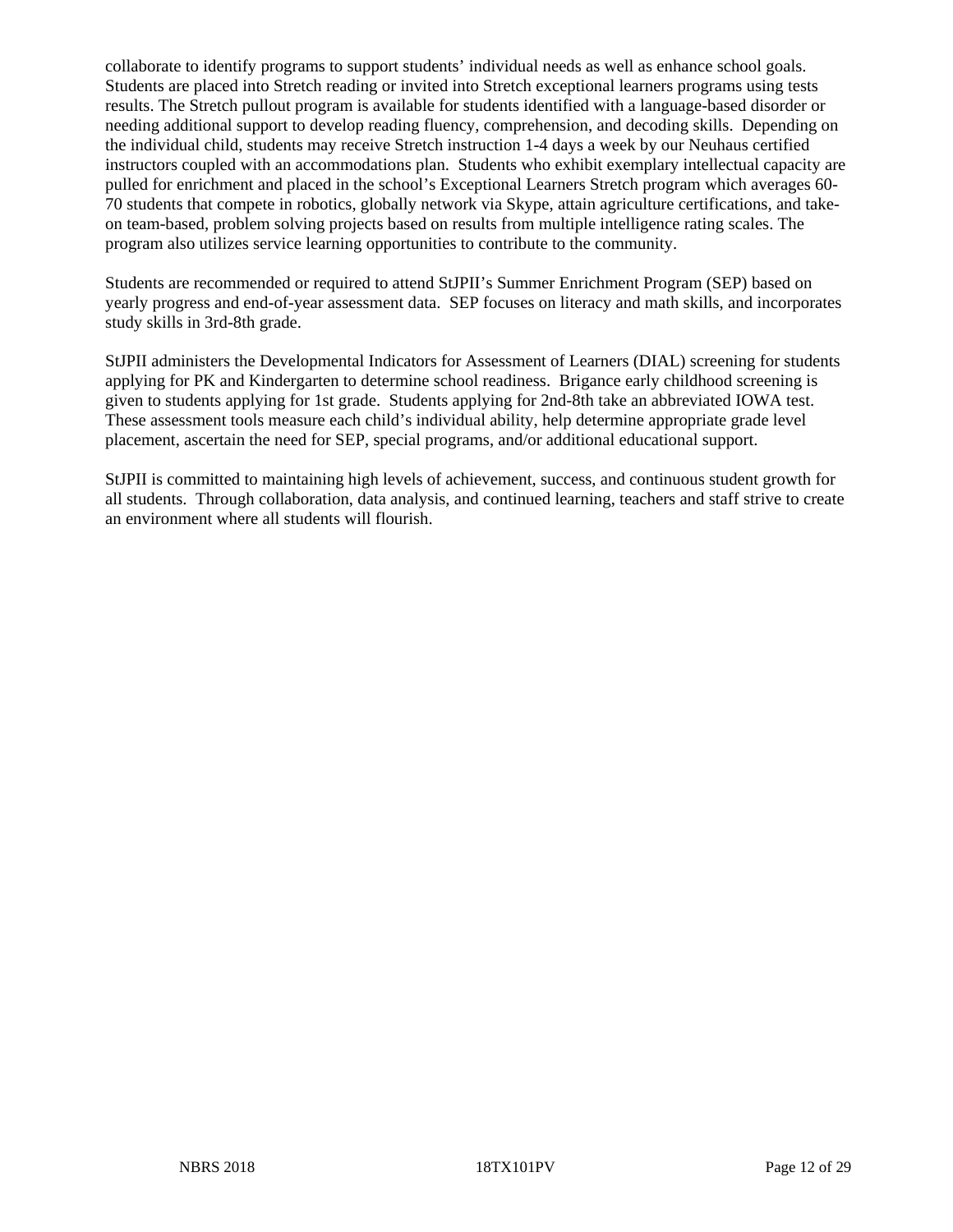collaborate to identify programs to support students' individual needs as well as enhance school goals. Students are placed into Stretch reading or invited into Stretch exceptional learners programs using tests results. The Stretch pullout program is available for students identified with a language-based disorder or needing additional support to develop reading fluency, comprehension, and decoding skills. Depending on the individual child, students may receive Stretch instruction 1-4 days a week by our Neuhaus certified instructors coupled with an accommodations plan. Students who exhibit exemplary intellectual capacity are pulled for enrichment and placed in the school's Exceptional Learners Stretch program which averages 60-70 students that compete in robotics, globally network via Skype, attain agriculture certifications, and take-on team-based, problem solving projects based on results from multiple intelligence rating scales. The program also utilizes service learning opportunities to contribute to the community.

Students are recommended or required to attend StJPII's Summer Enrichment Program (SEP) based on yearly progress and end-of-year assessment data. SEP focuses on literacy and math skills, and incorporates study skills in 3rd-8th grade.

StJPII administers the Developmental Indicators for Assessment of Learners (DIAL) screening for students applying for PK and Kindergarten to determine school readiness. Brigance early childhood screening is given to students applying for 1st grade. Students applying for 2nd-8th take an abbreviated IOWA test. These assessment tools measure each child's individual ability, help determine appropriate grade level placement, ascertain the need for SEP, special programs, and/or additional educational support.

StJPII is committed to maintaining high levels of achievement, success, and continuous student growth for all students. Through collaboration, data analysis, and continued learning, teachers and staff strive to create an environment where all students will flourish.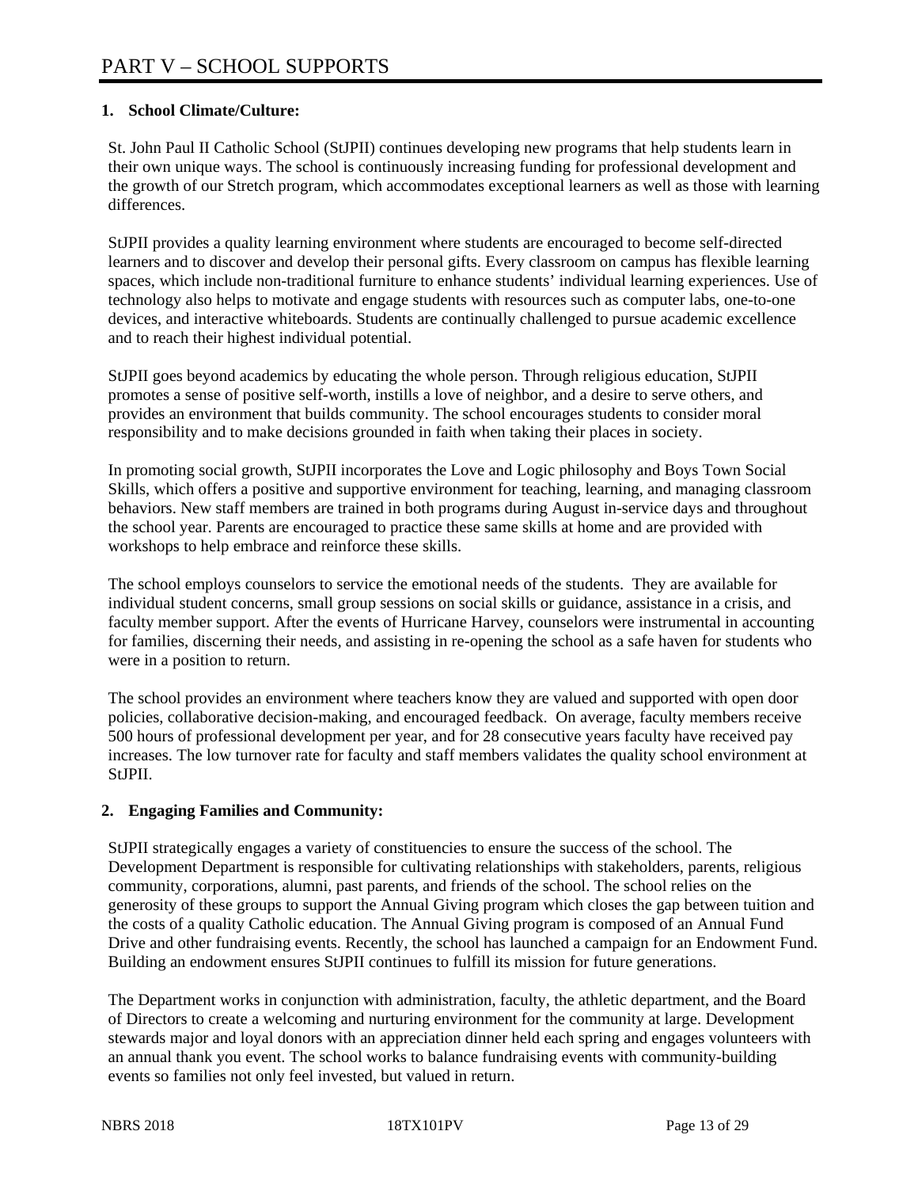# PART V – SCHOOL SUPPORTS

## 1. School Climate/Culture:

St. John Paul II Catholic School (StJPII) continues developing new programs that help students learn in their own unique ways. The school is continuously increasing funding for professional development and the growth of our Stretch program, which accommodates exceptional learners as well as those with learning differences.

StJPII provides a quality learning environment where students are encouraged to become self-directed learners and to discover and develop their personal gifts. Every classroom on campus has flexible learning spaces, which include non-traditional furniture to enhance students' individual learning experiences. Use of technology also helps to motivate and engage students with resources such as computer labs, one-to-one devices, and interactive whiteboards. Students are continually challenged to pursue academic excellence and to reach their highest individual potential.

StJPII goes beyond academics by educating the whole person. Through religious education, StJPII promotes a sense of positive self-worth, instills a love of neighbor, and a desire to serve others, and provides an environment that builds community. The school encourages students to consider moral responsibility and to make decisions grounded in faith when taking their places in society.

In promoting social growth, StJPII incorporates the Love and Logic philosophy and Boys Town Social Skills, which offers a positive and supportive environment for teaching, learning, and managing classroom behaviors. New staff members are trained in both programs during August in-service days and throughout the school year. Parents are encouraged to practice these same skills at home and are provided with workshops to help embrace and reinforce these skills.

The school employs counselors to service the emotional needs of the students. They are available for individual student concerns, small group sessions on social skills or guidance, assistance in a crisis, and faculty member support. After the events of Hurricane Harvey, counselors were instrumental in accounting for families, discerning their needs, and assisting in re-opening the school as a safe haven for students who were in a position to return.

The school provides an environment where teachers know they are valued and supported with open door policies, collaborative decision-making, and encouraged feedback. On average, faculty members receive 500 hours of professional development per year, and for 28 consecutive years faculty have received pay increases. The low turnover rate for faculty and staff members validates the quality school environment at StJPII.

## 2. Engaging Families and Community:

StJPII strategically engages a variety of constituencies to ensure the success of the school. The Development Department is responsible for cultivating relationships with stakeholders, parents, religious community, corporations, alumni, past parents, and friends of the school. The school relies on the generosity of these groups to support the Annual Giving program which closes the gap between tuition and the costs of a quality Catholic education. The Annual Giving program is composed of an Annual Fund Drive and other fundraising events. Recently, the school has launched a campaign for an Endowment Fund. Building an endowment ensures StJPII continues to fulfill its mission for future generations.

The Department works in conjunction with administration, faculty, the athletic department, and the Board of Directors to create a welcoming and nurturing environment for the community at large. Development stewards major and loyal donors with an appreciation dinner held each spring and engages volunteers with an annual thank you event. The school works to balance fundraising events with community-building events so families not only feel invested, but valued in return.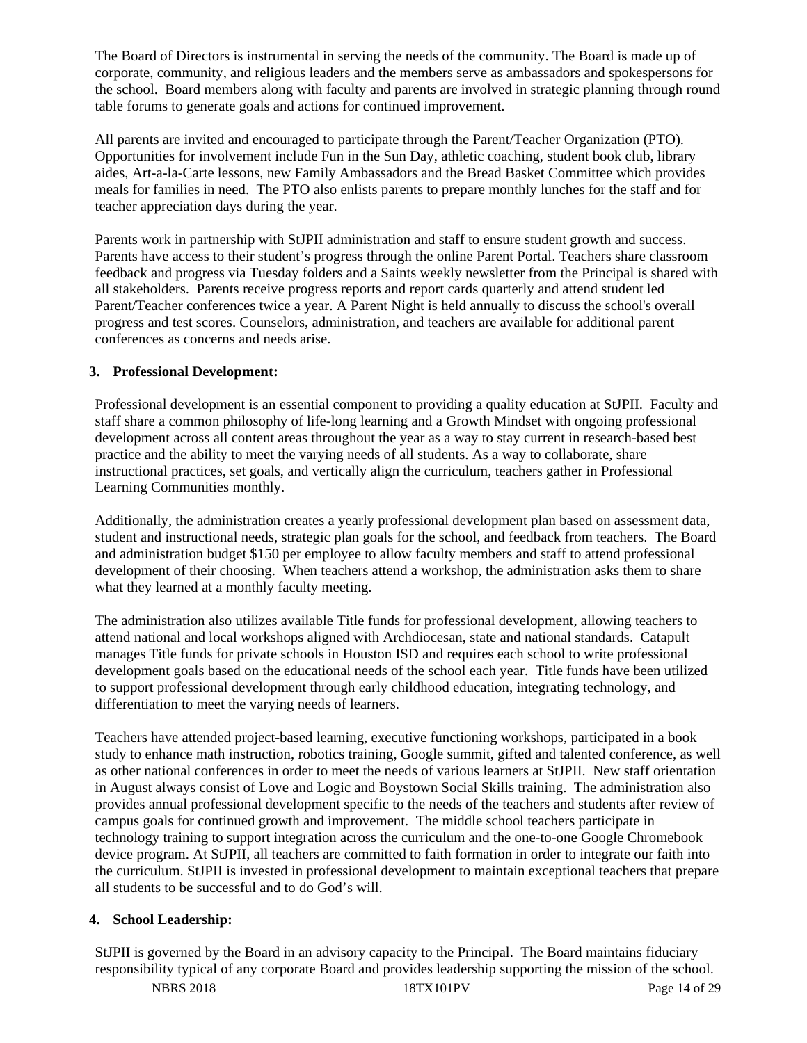The Board of Directors is instrumental in serving the needs of the community. The Board is made up of corporate, community, and religious leaders and the members serve as ambassadors and spokespersons for the school. Board members along with faculty and parents are involved in strategic planning through round table forums to generate goals and actions for continued improvement.

All parents are invited and encouraged to participate through the Parent/Teacher Organization (PTO). Opportunities for involvement include Fun in the Sun Day, athletic coaching, student book club, library aides, Art-a-la-Carte lessons, new Family Ambassadors and the Bread Basket Committee which provides meals for families in need. The PTO also enlists parents to prepare monthly lunches for the staff and for teacher appreciation days during the year.

Parents work in partnership with StJPII administration and staff to ensure student growth and success. Parents have access to their student's progress through the online Parent Portal. Teachers share classroom feedback and progress via Tuesday folders and a Saints weekly newsletter from the Principal is shared with all stakeholders. Parents receive progress reports and report cards quarterly and attend student led Parent/Teacher conferences twice a year. A Parent Night is held annually to discuss the school's overall progress and test scores. Counselors, administration, and teachers are available for additional parent conferences as concerns and needs arise.

**3. Professional Development:**

Professional development is an essential component to providing a quality education at StJPII. Faculty and staff share a common philosophy of life-long learning and a Growth Mindset with ongoing professional development across all content areas throughout the year as a way to stay current in research-based best practice and the ability to meet the varying needs of all students. As a way to collaborate, share instructional practices, set goals, and vertically align the curriculum, teachers gather in Professional Learning Communities monthly.

Additionally, the administration creates a yearly professional development plan based on assessment data, student and instructional needs, strategic plan goals for the school, and feedback from teachers. The Board and administration budget $150 per employee to allow faculty members and staff to attend professional development of their choosing. When teachers attend a workshop, the administration asks them to share what they learned at a monthly faculty meeting.

The administration also utilizes available Title funds for professional development, allowing teachers to attend national and local workshops aligned with Archdiocesan, state and national standards. Catapult manages Title funds for private schools in Houston ISD and requires each school to write professional development goals based on the educational needs of the school each year. Title funds have been utilized to support professional development through early childhood education, integrating technology, and differentiation to meet the varying needs of learners.

Teachers have attended project-based learning, executive functioning workshops, participated in a book study to enhance math instruction, robotics training, Google summit, gifted and talented conference, as well as other national conferences in order to meet the needs of various learners at StJPII. New staff orientation in August always consist of Love and Logic and Boystown Social Skills training. The administration also provides annual professional development specific to the needs of the teachers and students after review of campus goals for continued growth and improvement. The middle school teachers participate in technology training to support integration across the curriculum and the one-to-one Google Chromebook device program. At StJPII, all teachers are committed to faith formation in order to integrate our faith into the curriculum. StJPII is invested in professional development to maintain exceptional teachers that prepare all students to be successful and to do God's will.

**4. School Leadership:**

StJPII is governed by the Board in an advisory capacity to the Principal. The Board maintains fiduciary responsibility typical of any corporate Board and provides leadership supporting the mission of the school.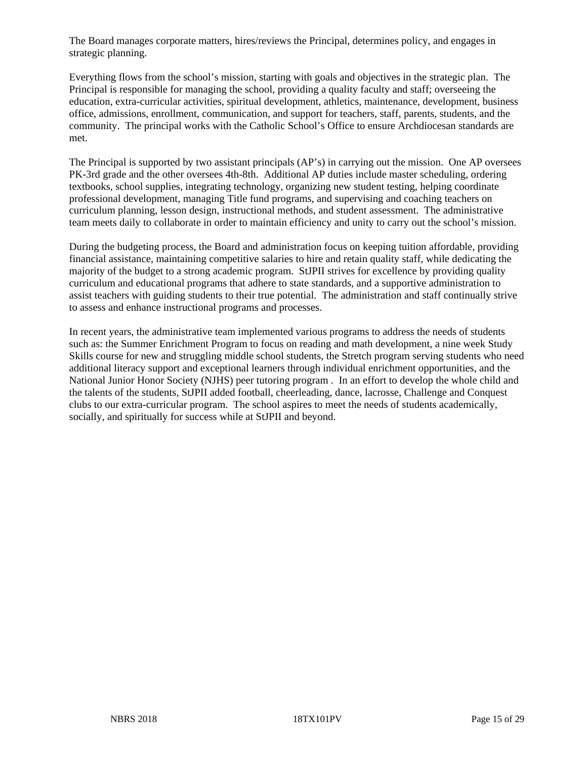The Board manages corporate matters, hires/reviews the Principal, determines policy, and engages in strategic planning.

Everything flows from the school's mission, starting with goals and objectives in the strategic plan. The Principal is responsible for managing the school, providing a quality faculty and staff; overseeing the education, extra-curricular activities, spiritual development, athletics, maintenance, development, business office, admissions, enrollment, communication, and support for teachers, staff, parents, students, and the community. The principal works with the Catholic School's Office to ensure Archdiocesan standards are met.

The Principal is supported by two assistant principals (AP's) in carrying out the mission. One AP oversees PK-3rd grade and the other oversees 4th-8th. Additional AP duties include master scheduling, ordering textbooks, school supplies, integrating technology, organizing new student testing, helping coordinate professional development, managing Title fund programs, and supervising and coaching teachers on curriculum planning, lesson design, instructional methods, and student assessment. The administrative team meets daily to collaborate in order to maintain efficiency and unity to carry out the school's mission.

During the budgeting process, the Board and administration focus on keeping tuition affordable, providing financial assistance, maintaining competitive salaries to hire and retain quality staff, while dedicating the majority of the budget to a strong academic program. StJPII strives for excellence by providing quality curriculum and educational programs that adhere to state standards, and a supportive administration to assist teachers with guiding students to their true potential. The administration and staff continually strive to assess and enhance instructional programs and processes.

In recent years, the administrative team implemented various programs to address the needs of students such as: the Summer Enrichment Program to focus on reading and math development, a nine week Study Skills course for new and struggling middle school students, the Stretch program serving students who need additional literacy support and exceptional learners through individual enrichment opportunities, and the National Junior Honor Society (NJHS) peer tutoring program . In an effort to develop the whole child and the talents of the students, StJPII added football, cheerleading, dance, lacrosse, Challenge and Conquest clubs to our extra-curricular program. The school aspires to meet the needs of students academically, socially, and spiritually for success while at StJPII and beyond.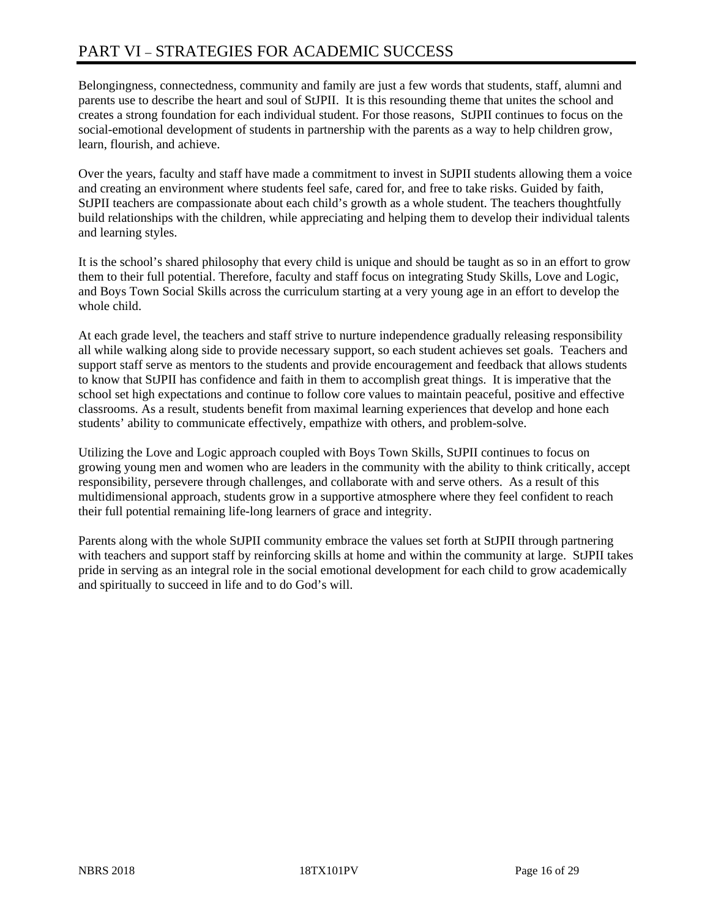# PART VI – STRATEGIES FOR ACADEMIC SUCCESS

Belongingness, connectedness, community and family are just a few words that students, staff, alumni and parents use to describe the heart and soul of StJPII. It is this resounding theme that unites the school and creates a strong foundation for each individual student. For those reasons, StJPII continues to focus on the social-emotional development of students in partnership with the parents as a way to help children grow, learn, flourish, and achieve.

Over the years, faculty and staff have made a commitment to invest in StJPII students allowing them a voice and creating an environment where students feel safe, cared for, and free to take risks. Guided by faith, StJPII teachers are compassionate about each child's growth as a whole student. The teachers thoughtfully build relationships with the children, while appreciating and helping them to develop their individual talents and learning styles.

It is the school's shared philosophy that every child is unique and should be taught as so in an effort to grow them to their full potential. Therefore, faculty and staff focus on integrating Study Skills, Love and Logic, and Boys Town Social Skills across the curriculum starting at a very young age in an effort to develop the whole child.

At each grade level, the teachers and staff strive to nurture independence gradually releasing responsibility all while walking along side to provide necessary support, so each student achieves set goals. Teachers and support staff serve as mentors to the students and provide encouragement and feedback that allows students to know that StJPII has confidence and faith in them to accomplish great things. It is imperative that the school set high expectations and continue to follow core values to maintain peaceful, positive and effective classrooms. As a result, students benefit from maximal learning experiences that develop and hone each students' ability to communicate effectively, empathize with others, and problem-solve.

Utilizing the Love and Logic approach coupled with Boys Town Skills, StJPII continues to focus on growing young men and women who are leaders in the community with the ability to think critically, accept responsibility, persevere through challenges, and collaborate with and serve others. As a result of this multidimensional approach, students grow in a supportive atmosphere where they feel confident to reach their full potential remaining life-long learners of grace and integrity.

Parents along with the whole StJPII community embrace the values set forth at StJPII through partnering with teachers and support staff by reinforcing skills at home and within the community at large. StJPII takes pride in serving as an integral role in the social emotional development for each child to grow academically and spiritually to succeed in life and to do God's will.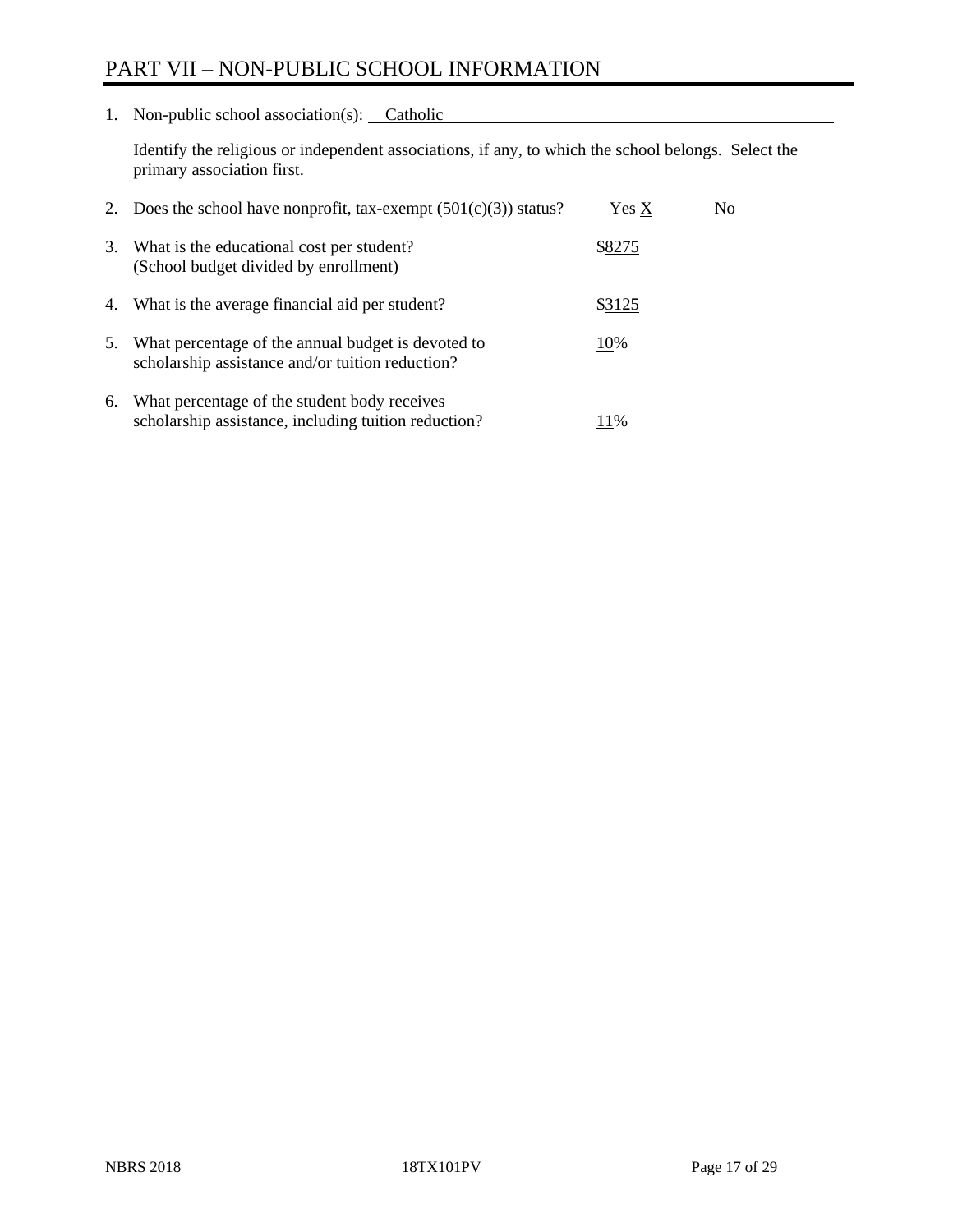# PART VII – NON-PUBLIC SCHOOL INFORMATION

1. Non-public school association(s): Catholic

   Identify the religious or independent associations, if any, to which the school belongs. Select the primary association first.

2. Does the school have nonprofit, tax-exempt (501(c)(3)) status? Yes X No

3. What is the educational cost per student? (School budget divided by enrollment) $8275

4. What is the average financial aid per student? $3125

5. What percentage of the annual budget is devoted to scholarship assistance and/or tuition reduction? 10%

6. What percentage of the student body receives scholarship assistance, including tuition reduction? 11%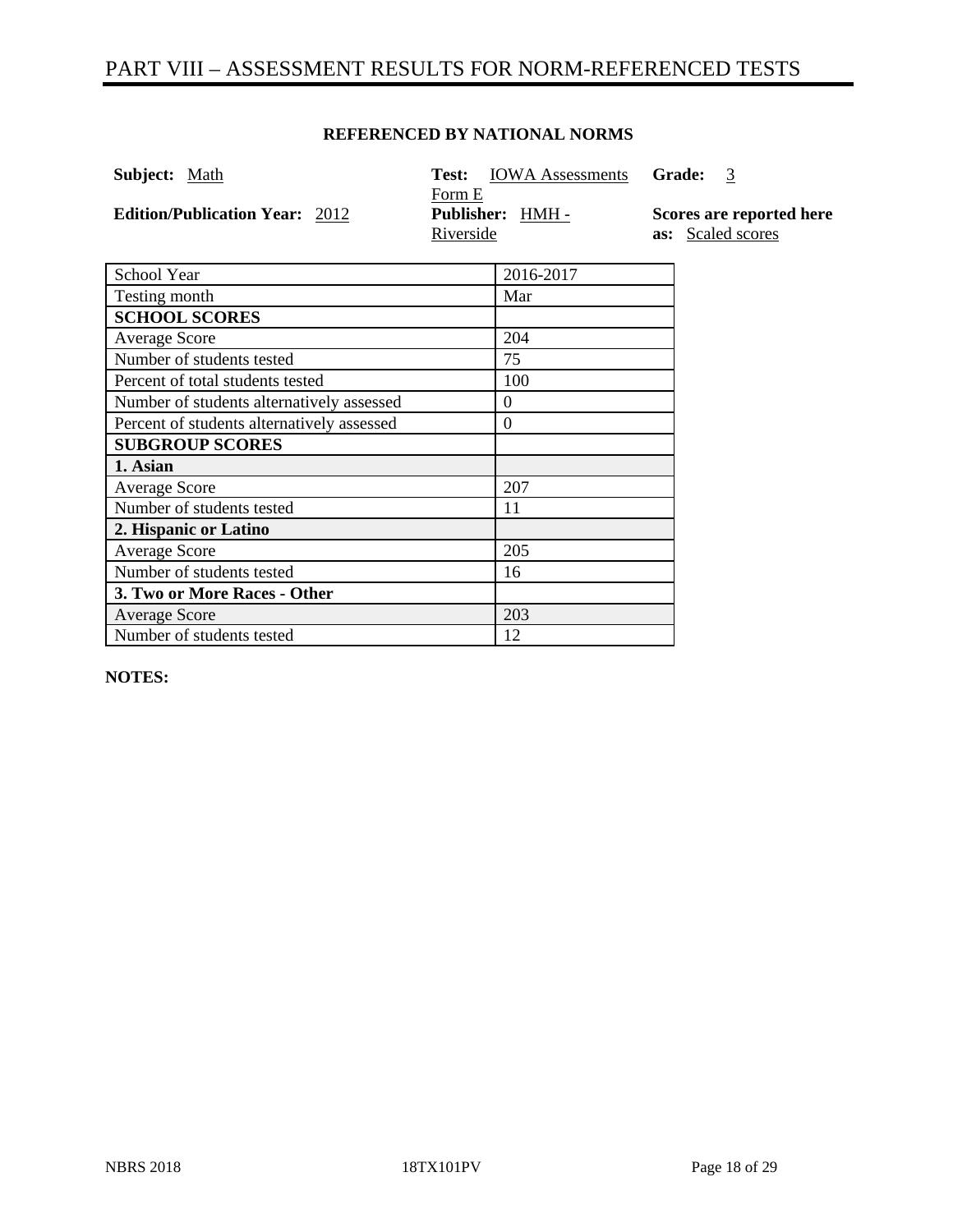# PART VIII – ASSESSMENT RESULTS FOR NORM-REFERENCED TESTS

**REFERENCED BY NATIONAL NORMS**

**Subject:** Math

**Test:** IOWA Assessments Form E

**Grade:** 3

**Edition/Publication Year:** 2012

**Publisher:** HMH - Riverside

**Scores are reported here as:** Scaled scores

| School Year | 2016-2017 |
|---|---|
| Testing month | Mar |
| **SCHOOL SCORES** | |
| Average Score | 204 |
| Number of students tested | 75 |
| Percent of total students tested | 100 |
| Number of students alternatively assessed | 0 |
| Percent of students alternatively assessed | 0 |
| **SUBGROUP SCORES** | |
| **1. Asian** | |
| Average Score | 207 |
| Number of students tested | 11 |
| **2. Hispanic or Latino** | |
| Average Score | 205 |
| Number of students tested | 16 |
| **3. Two or More Races - Other** | |
| Average Score | 203 |
| Number of students tested | 12 |

**NOTES:**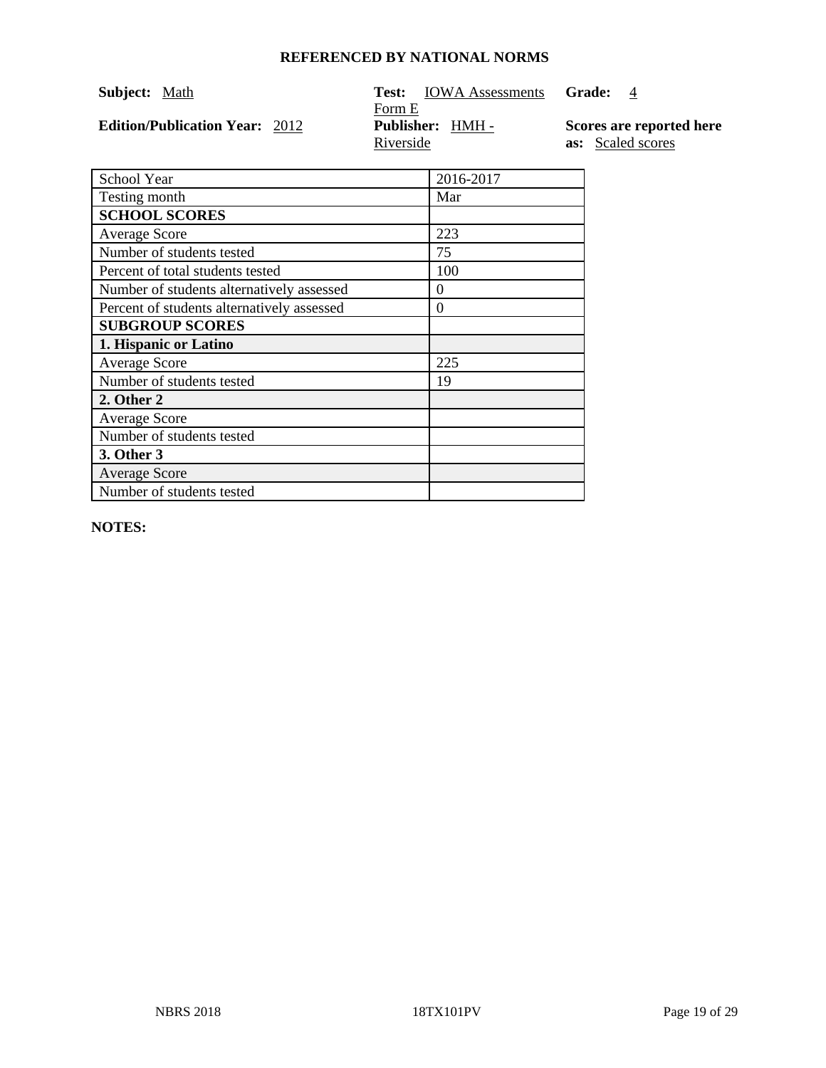## REFERENCED BY NATIONAL NORMS

**Subject:** Math

**Test:** IOWA Assessments Form E

**Grade:** 4

**Edition/Publication Year:** 2012

**Publisher:** HMH - Riverside

**Scores are reported here as:** Scaled scores

| School Year | 2016-2017 |
|---|---|
| Testing month | Mar |
| **SCHOOL SCORES** | |
| Average Score | 223 |
| Number of students tested | 75 |
| Percent of total students tested | 100 |
| Number of students alternatively assessed | 0 |
| Percent of students alternatively assessed | 0 |
| **SUBGROUP SCORES** | |
| **1. Hispanic or Latino** | |
| Average Score | 225 |
| Number of students tested | 19 |
| **2. Other 2** | |
| Average Score | |
| Number of students tested | |
| **3. Other 3** | |
| Average Score | |
| Number of students tested | |

**NOTES:**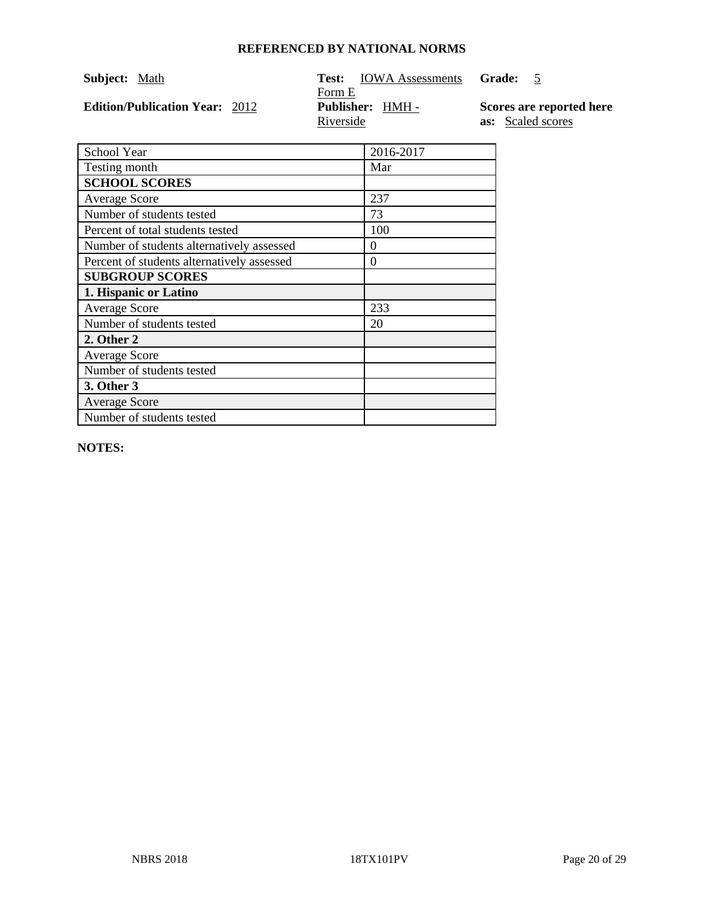**REFERENCED BY NATIONAL NORMS**

**Subject:** Math

**Test:** IOWA Assessments Form E

**Grade:** 5

**Edition/Publication Year:** 2012

**Publisher:** HMH - Riverside

**Scores are reported here as:** Scaled scores

| School Year | 2016-2017 |
| --- | --- |
| Testing month | Mar |
| **SCHOOL SCORES** | |
| Average Score | 237 |
| Number of students tested | 73 |
| Percent of total students tested | 100 |
| Number of students alternatively assessed | 0 |
| Percent of students alternatively assessed | 0 |
| **SUBGROUP SCORES** | |
| **1. Hispanic or Latino** | |
| Average Score | 233 |
| Number of students tested | 20 |
| **2. Other 2** | |
| Average Score | |
| Number of students tested | |
| **3. Other 3** | |
| Average Score | |
| Number of students tested | |

**NOTES:**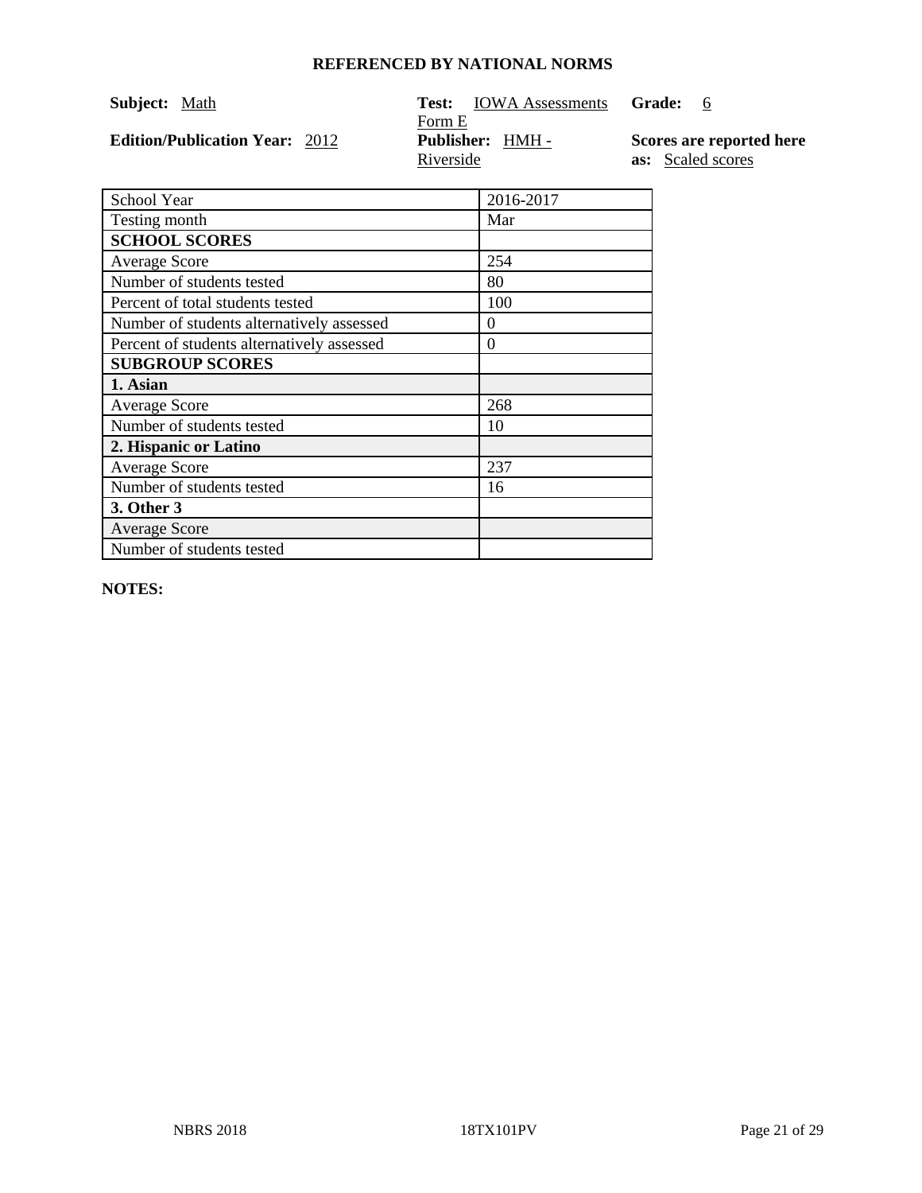**REFERENCED BY NATIONAL NORMS**

**Subject:** Math

**Test:** IOWA Assessments Form E

**Grade:** 6

**Edition/Publication Year:** 2012

**Publisher:** HMH - Riverside

**Scores are reported here as:** Scaled scores

| School Year | 2016-2017 |
|---|---|
| Testing month | Mar |
| **SCHOOL SCORES** | |
| Average Score | 254 |
| Number of students tested | 80 |
| Percent of total students tested | 100 |
| Number of students alternatively assessed | 0 |
| Percent of students alternatively assessed | 0 |
| **SUBGROUP SCORES** | |
| **1. Asian** | |
| Average Score | 268 |
| Number of students tested | 10 |
| **2. Hispanic or Latino** | |
| Average Score | 237 |
| Number of students tested | 16 |
| **3. Other 3** | |
| Average Score | |
| Number of students tested | |

**NOTES:**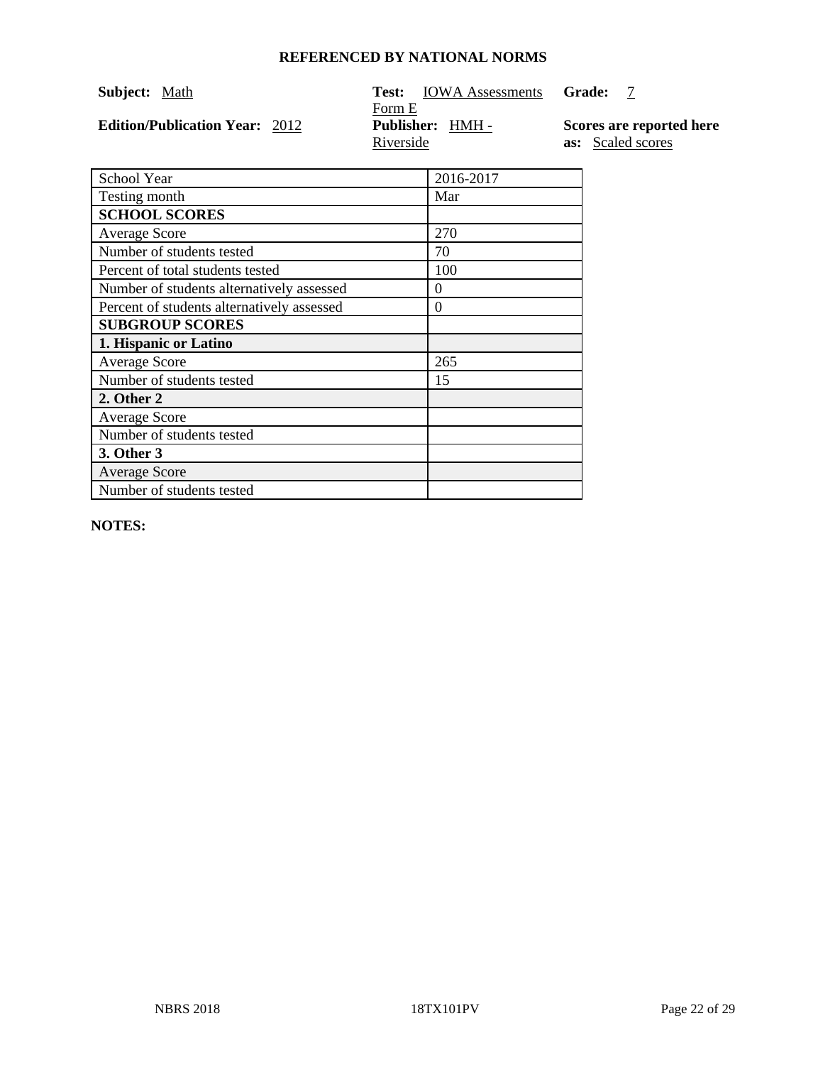**REFERENCED BY NATIONAL NORMS**

**Subject:** Math  
**Test:** IOWA Assessments Form E  
**Grade:** 7  
**Edition/Publication Year:** 2012  
**Publisher:** HMH - Riverside  
**Scores are reported here as:** Scaled scores

| School Year | 2016-2017 |
|---|---|
| Testing month | Mar |
| **SCHOOL SCORES** | |
| Average Score | 270 |
| Number of students tested | 70 |
| Percent of total students tested | 100 |
| Number of students alternatively assessed | 0 |
| Percent of students alternatively assessed | 0 |
| **SUBGROUP SCORES** | |
| **1. Hispanic or Latino** | |
| Average Score | 265 |
| Number of students tested | 15 |
| **2. Other 2** | |
| Average Score | |
| Number of students tested | |
| **3. Other 3** | |
| Average Score | |
| Number of students tested | |

**NOTES:**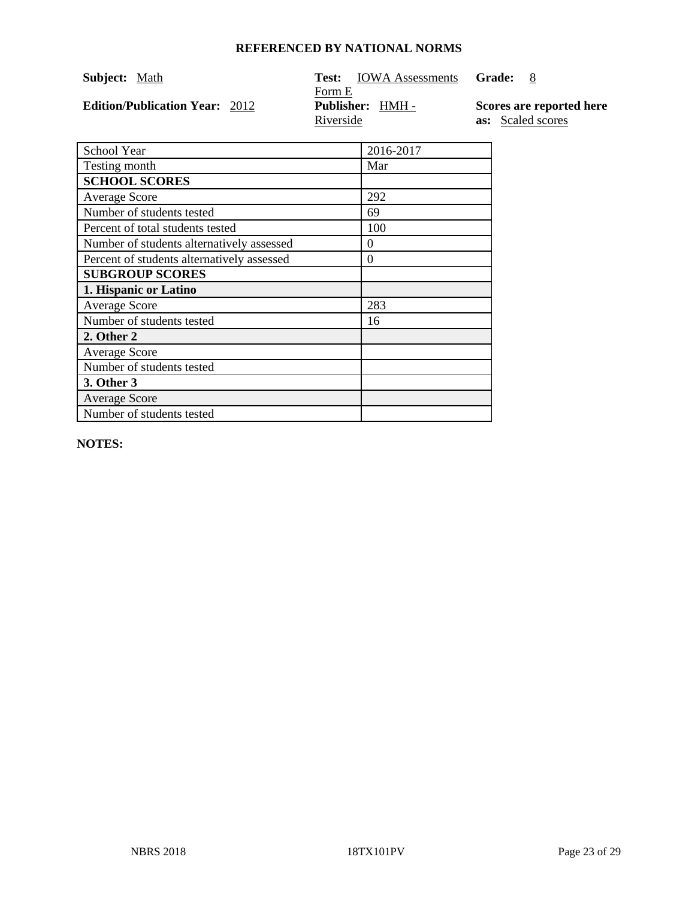**REFERENCED BY NATIONAL NORMS**

**Subject:** Math

**Test:** IOWA Assessments Form E

**Grade:** 8

**Edition/Publication Year:** 2012

**Publisher:** HMH - Riverside

**Scores are reported here as:** Scaled scores

| School Year | 2016-2017 |
| --- | --- |
| Testing month | Mar |
| **SCHOOL SCORES** | |
| Average Score | 292 |
| Number of students tested | 69 |
| Percent of total students tested | 100 |
| Number of students alternatively assessed | 0 |
| Percent of students alternatively assessed | 0 |
| **SUBGROUP SCORES** | |
| **1. Hispanic or Latino** | |
| Average Score | 283 |
| Number of students tested | 16 |
| **2. Other 2** | |
| Average Score | |
| Number of students tested | |
| **3. Other 3** | |
| Average Score | |
| Number of students tested | |

**NOTES:**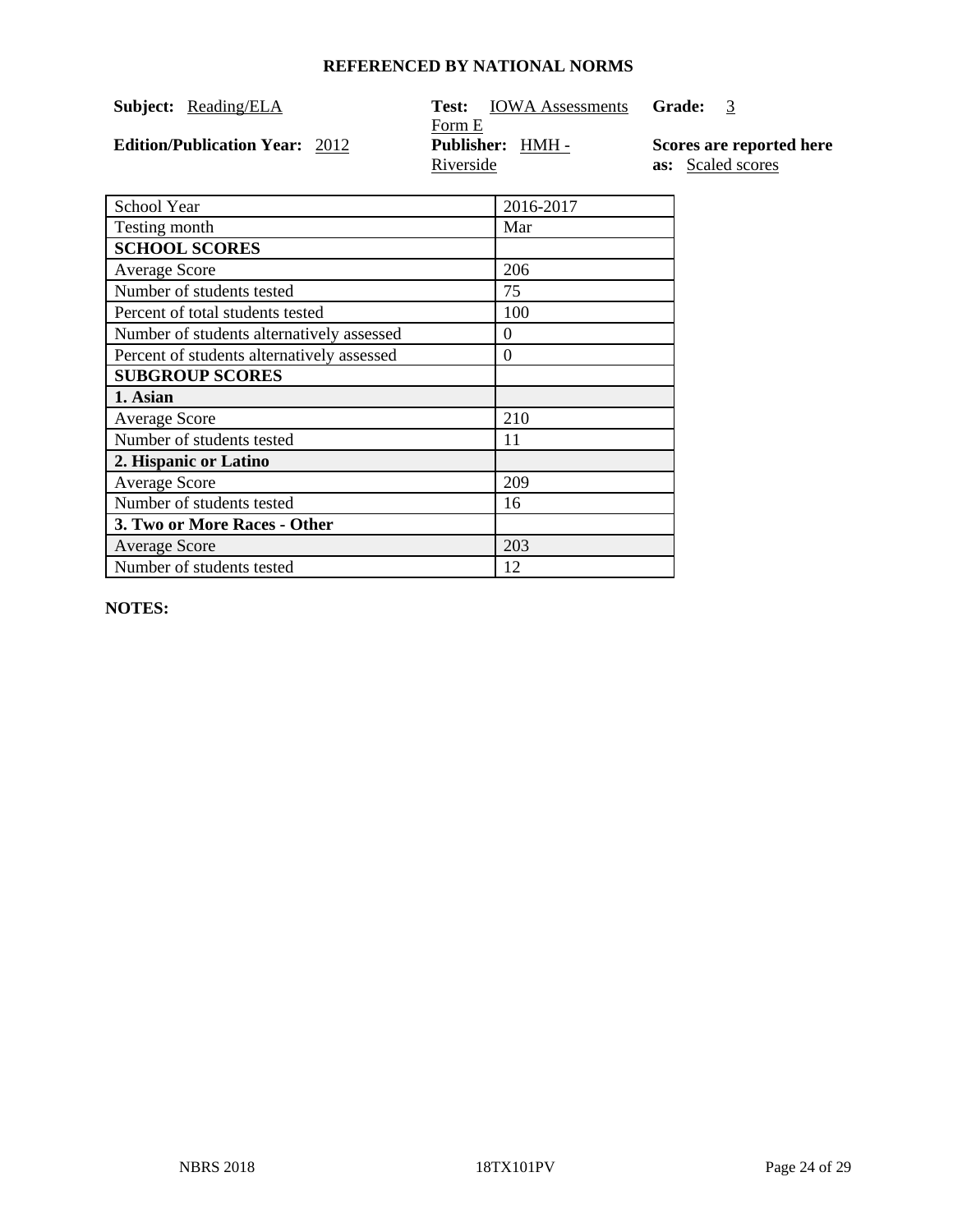**REFERENCED BY NATIONAL NORMS**

**Subject:** Reading/ELA

**Test:** IOWA Assessments Form E

**Grade:** 3

**Edition/Publication Year:** 2012

**Publisher:** HMH - Riverside

**Scores are reported here as:** Scaled scores

| School Year | 2016-2017 |
| --- | --- |
| Testing month | Mar |
| **SCHOOL SCORES** | |
| Average Score | 206 |
| Number of students tested | 75 |
| Percent of total students tested | 100 |
| Number of students alternatively assessed | 0 |
| Percent of students alternatively assessed | 0 |
| **SUBGROUP SCORES** | |
| **1. Asian** | |
| Average Score | 210 |
| Number of students tested | 11 |
| **2. Hispanic or Latino** | |
| Average Score | 209 |
| Number of students tested | 16 |
| **3. Two or More Races - Other** | |
| Average Score | 203 |
| Number of students tested | 12 |

**NOTES:**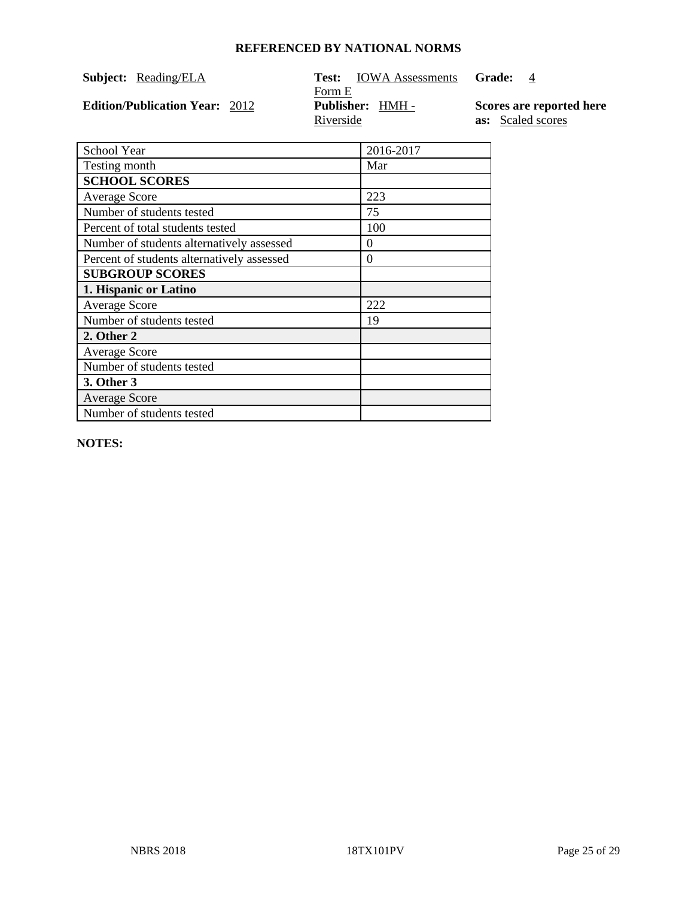# REFERENCED BY NATIONAL NORMS

**Subject:** Reading/ELA

**Test:** IOWA Assessments Form E

**Grade:** 4

**Edition/Publication Year:** 2012

**Publisher:** HMH - Riverside

**Scores are reported here as:** Scaled scores

| School Year | 2016-2017 |
|---|---|
| Testing month | Mar |
| **SCHOOL SCORES** | |
| Average Score | 223 |
| Number of students tested | 75 |
| Percent of total students tested | 100 |
| Number of students alternatively assessed | 0 |
| Percent of students alternatively assessed | 0 |
| **SUBGROUP SCORES** | |
| **1. Hispanic or Latino** | |
| Average Score | 222 |
| Number of students tested | 19 |
| **2. Other 2** | |
| Average Score | |
| Number of students tested | |
| **3. Other 3** | |
| Average Score | |
| Number of students tested | |

**NOTES:**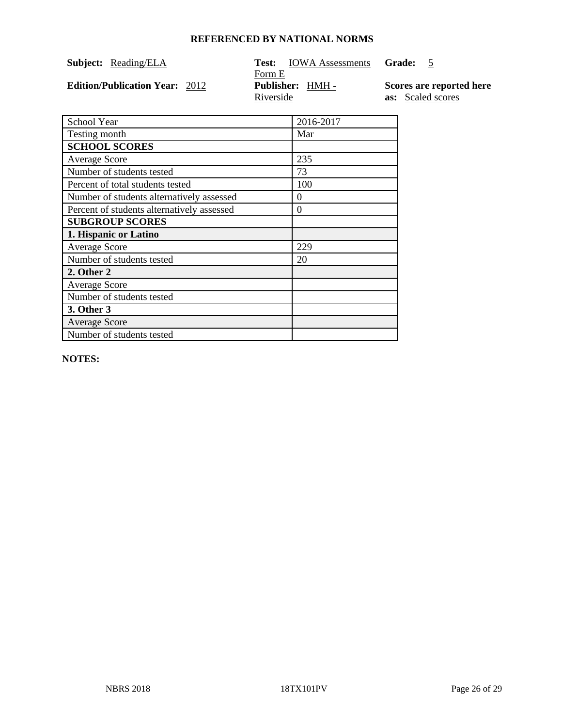## REFERENCED BY NATIONAL NORMS

**Subject:** Reading/ELA

**Test:** IOWA Assessments Form E

**Grade:** 5

**Edition/Publication Year:** 2012

**Publisher:** HMH - Riverside

**Scores are reported here as:** Scaled scores

| School Year | 2016-2017 |
|---|---|
| Testing month | Mar |
| **SCHOOL SCORES** | |
| Average Score | 235 |
| Number of students tested | 73 |
| Percent of total students tested | 100 |
| Number of students alternatively assessed | 0 |
| Percent of students alternatively assessed | 0 |
| **SUBGROUP SCORES** | |
| **1. Hispanic or Latino** | |
| Average Score | 229 |
| Number of students tested | 20 |
| **2. Other 2** | |
| Average Score | |
| Number of students tested | |
| **3. Other 3** | |
| Average Score | |
| Number of students tested | |

**NOTES:**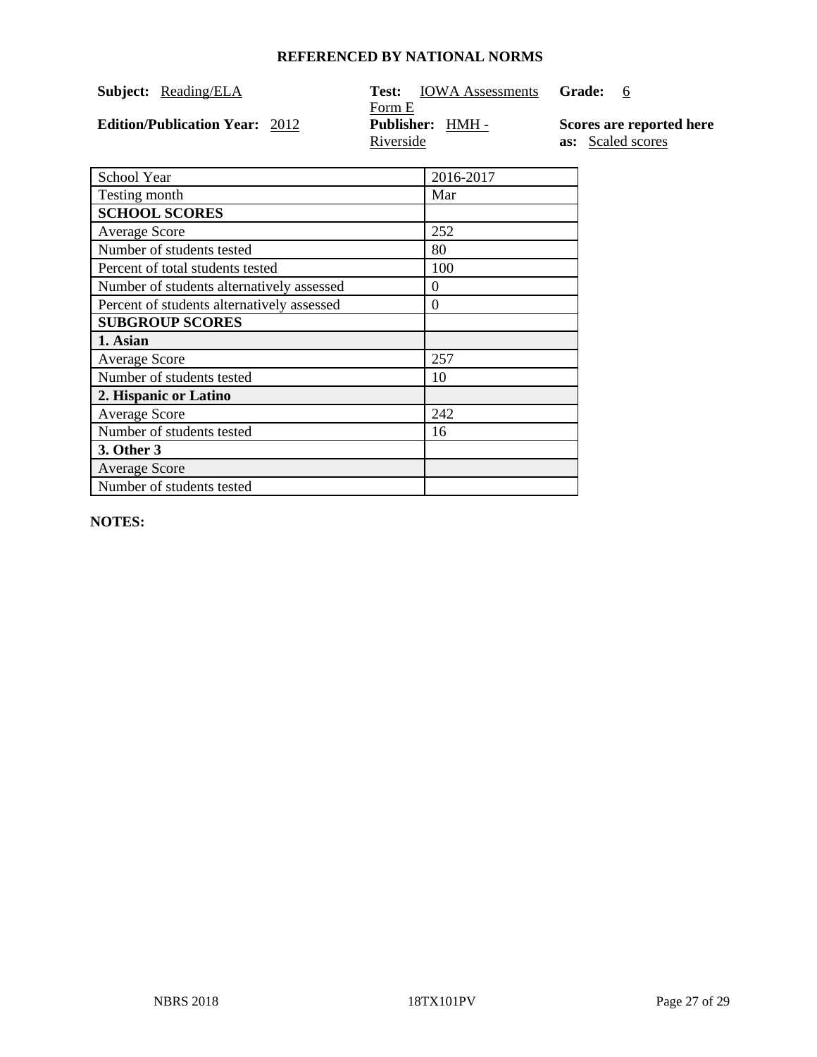**REFERENCED BY NATIONAL NORMS**

**Subject:** Reading/ELA

**Test:** IOWA Assessments Form E

**Grade:** 6

**Edition/Publication Year:** 2012

**Publisher:** HMH - Riverside

**Scores are reported here as:** Scaled scores

| School Year | 2016-2017 |
|---|---|
| Testing month | Mar |
| **SCHOOL SCORES** | |
| Average Score | 252 |
| Number of students tested | 80 |
| Percent of total students tested | 100 |
| Number of students alternatively assessed | 0 |
| Percent of students alternatively assessed | 0 |
| **SUBGROUP SCORES** | |
| **1. Asian** | |
| Average Score | 257 |
| Number of students tested | 10 |
| **2. Hispanic or Latino** | |
| Average Score | 242 |
| Number of students tested | 16 |
| **3. Other 3** | |
| Average Score | |
| Number of students tested | |

**NOTES:**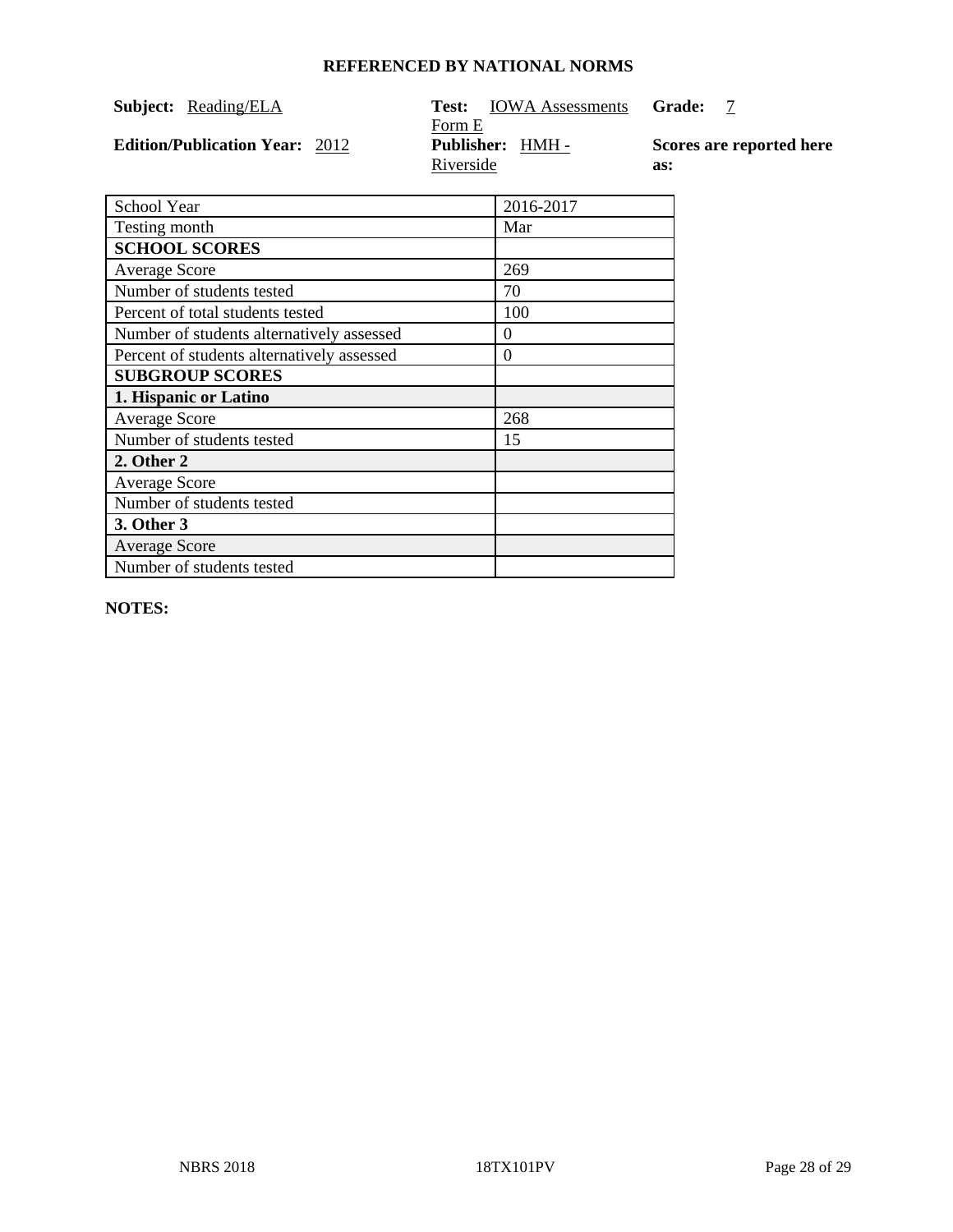**REFERENCED BY NATIONAL NORMS**

**Subject:** Reading/ELA

**Test:** IOWA Assessments Form E

**Grade:** 7

**Edition/Publication Year:** 2012

**Publisher:** HMH - Riverside

**Scores are reported here as:**

| School Year | 2016-2017 |
|---|---|
| Testing month | Mar |
| **SCHOOL SCORES** | |
| Average Score | 269 |
| Number of students tested | 70 |
| Percent of total students tested | 100 |
| Number of students alternatively assessed | 0 |
| Percent of students alternatively assessed | 0 |
| **SUBGROUP SCORES** | |
| **1. Hispanic or Latino** | |
| Average Score | 268 |
| Number of students tested | 15 |
| **2. Other 2** | |
| Average Score | |
| Number of students tested | |
| **3. Other 3** | |
| Average Score | |
| Number of students tested | |

**NOTES:**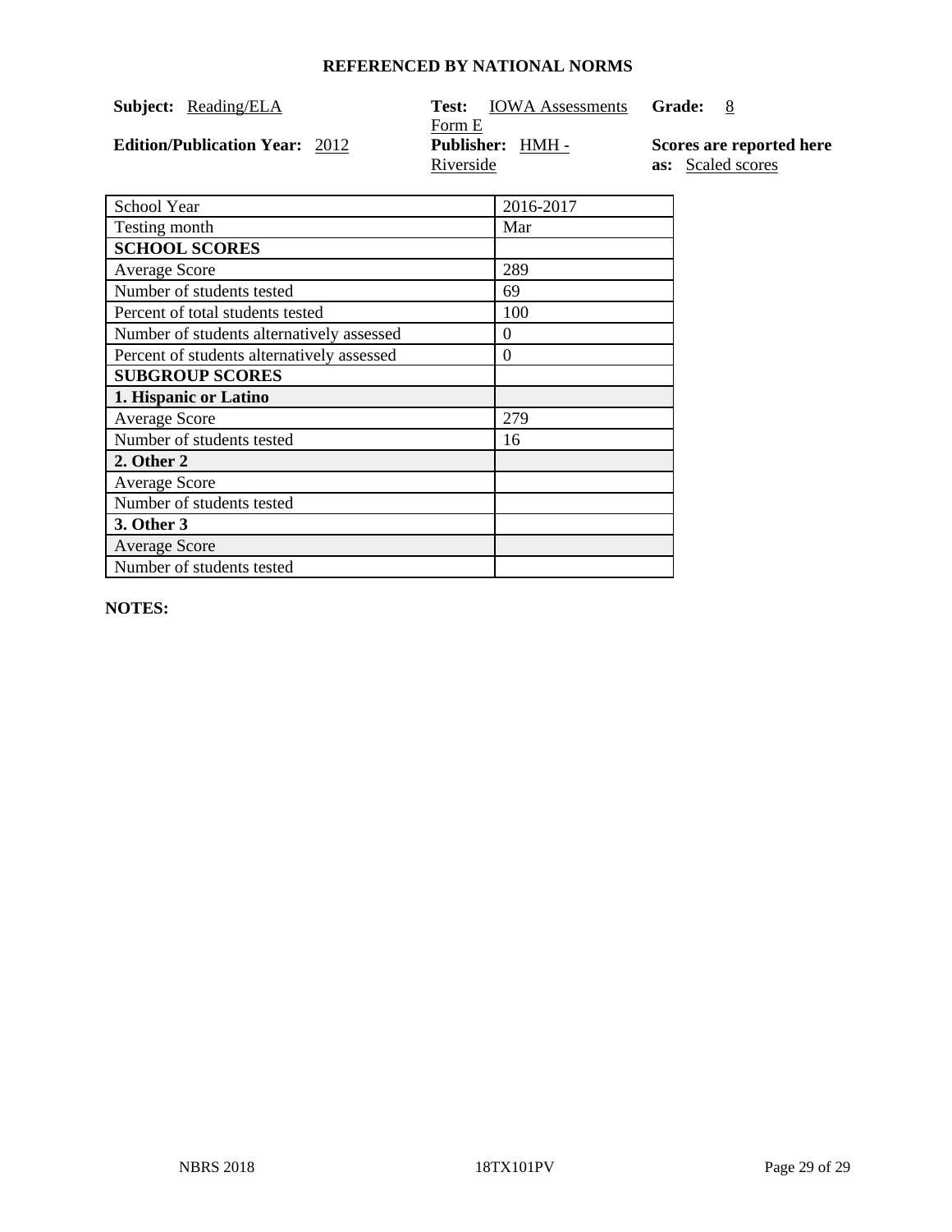## REFERENCED BY NATIONAL NORMS

**Subject:** Reading/ELA **Test:** IOWA Assessments Form E **Grade:** 8

**Edition/Publication Year:** 2012 **Publisher:** HMH - Riverside **Scores are reported here as:** Scaled scores

| | |
|---|---|
| School Year | 2016-2017 |
| Testing month | Mar |
| **SCHOOL SCORES** | |
| Average Score | 289 |
| Number of students tested | 69 |
| Percent of total students tested | 100 |
| Number of students alternatively assessed | 0 |
| Percent of students alternatively assessed | 0 |
| **SUBGROUP SCORES** | |
| **1. Hispanic or Latino** | |
| Average Score | 279 |
| Number of students tested | 16 |
| **2. Other 2** | |
| Average Score | |
| Number of students tested | |
| **3. Other 3** | |
| Average Score | |
| Number of students tested | |

**NOTES:**